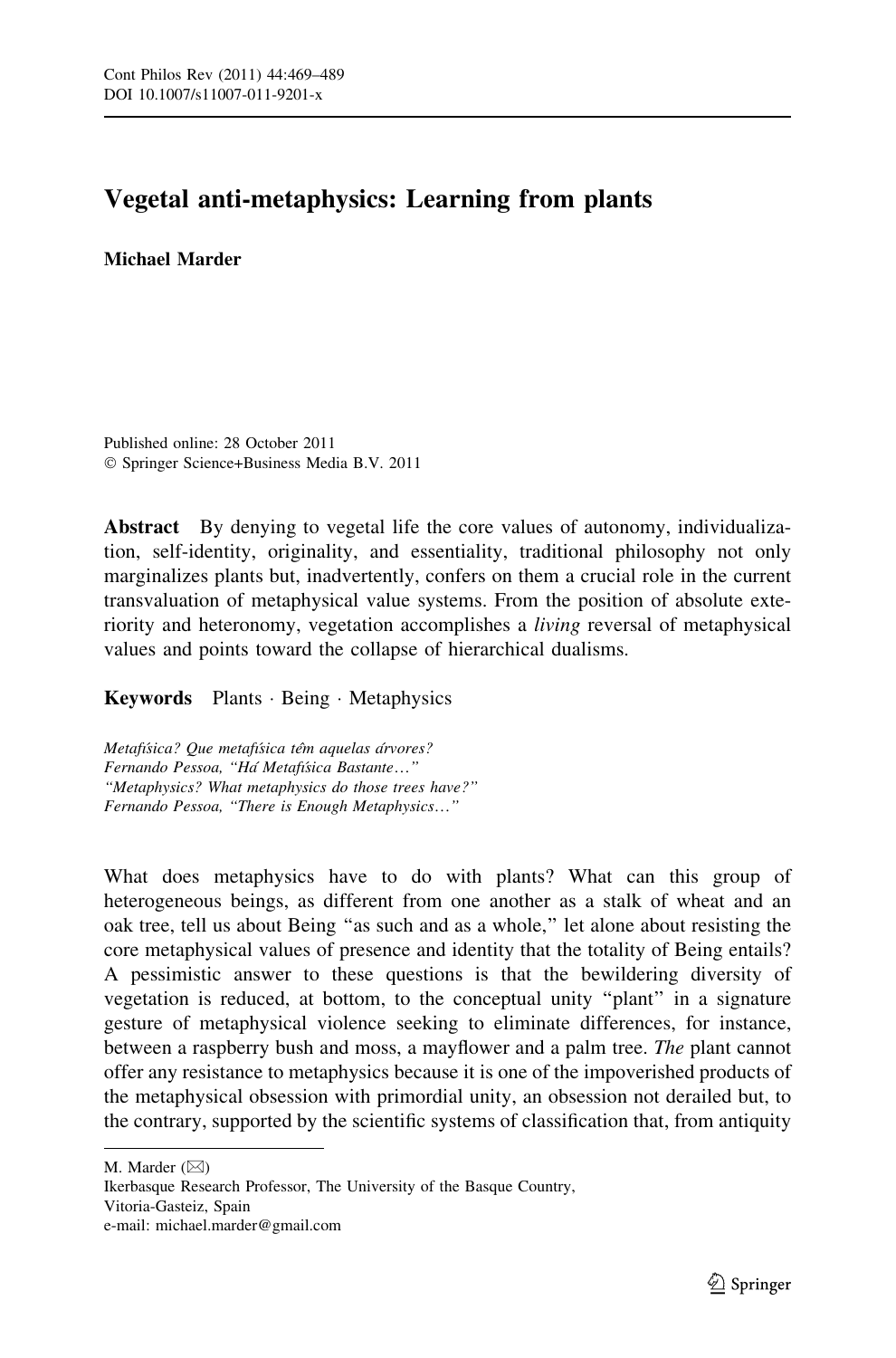# Vegetal anti-metaphysics: Learning from plants

**Michael Marder**

Published online: 28 October 2011
© Springer Science+Business Media B.V. 2011

**Abstract** By denying to vegetal life the core values of autonomy, individualization, self-identity, originality, and essentiality, traditional philosophy not only marginalizes plants but, inadvertently, confers on them a crucial role in the current transvaluation of metaphysical value systems. From the position of absolute exteriority and heteronomy, vegetation accomplishes a *living* reversal of metaphysical values and points toward the collapse of hierarchical dualisms.

**Keywords** Plants · Being · Metaphysics

*Metafísica? Que metafísica têm aquelas árvores?*
*Fernando Pessoa, "Há Metafísica Bastante…"*
*"Metaphysics? What metaphysics do those trees have?"*
*Fernando Pessoa, "There is Enough Metaphysics…"*

What does metaphysics have to do with plants? What can this group of heterogeneous beings, as different from one another as a stalk of wheat and an oak tree, tell us about Being "as such and as a whole," let alone about resisting the core metaphysical values of presence and identity that the totality of Being entails? A pessimistic answer to these questions is that the bewildering diversity of vegetation is reduced, at bottom, to the conceptual unity "plant" in a signature gesture of metaphysical violence seeking to eliminate differences, for instance, between a raspberry bush and moss, a mayflower and a palm tree. *The* plant cannot offer any resistance to metaphysics because it is one of the impoverished products of the metaphysical obsession with primordial unity, an obsession not derailed but, to the contrary, supported by the scientific systems of classification that, from antiquity

M. Marder (✉)
Ikerbasque Research Professor, The University of the Basque Country,
Vitoria-Gasteiz, Spain
e-mail: michael.marder@gmail.com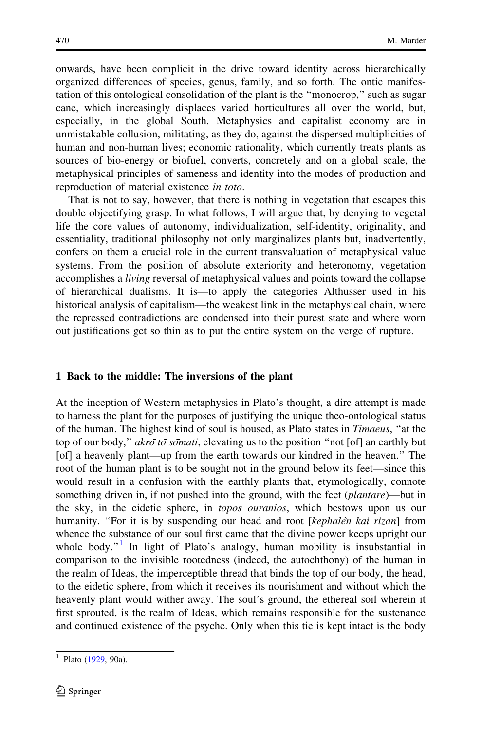onwards, have been complicit in the drive toward identity across hierarchically organized differences of species, genus, family, and so forth. The ontic manifestation of this ontological consolidation of the plant is the "monocrop," such as sugar cane, which increasingly displaces varied horticultures all over the world, but, especially, in the global South. Metaphysics and capitalist economy are in unmistakable collusion, militating, as they do, against the dispersed multiplicities of human and non-human lives; economic rationality, which currently treats plants as sources of bio-energy or biofuel, converts, concretely and on a global scale, the metaphysical principles of sameness and identity into the modes of production and reproduction of material existence *in toto*.

That is not to say, however, that there is nothing in vegetation that escapes this double objectifying grasp. In what follows, I will argue that, by denying to vegetal life the core values of autonomy, individualization, self-identity, originality, and essentiality, traditional philosophy not only marginalizes plants but, inadvertently, confers on them a crucial role in the current transvaluation of metaphysical value systems. From the position of absolute exteriority and heteronomy, vegetation accomplishes a *living* reversal of metaphysical values and points toward the collapse of hierarchical dualisms. It is—to apply the categories Althusser used in his historical analysis of capitalism—the weakest link in the metaphysical chain, where the repressed contradictions are condensed into their purest state and where worn out justifications get so thin as to put the entire system on the verge of rupture.

## 1 Back to the middle: The inversions of the plant

At the inception of Western metaphysics in Plato's thought, a dire attempt is made to harness the plant for the purposes of justifying the unique theo-ontological status of the human. The highest kind of soul is housed, as Plato states in *Timaeus*, "at the top of our body," *akrō̄ tō̄ sō̄mati*, elevating us to the position "not [of] an earthly but [of] a heavenly plant—up from the earth towards our kindred in the heaven." The root of the human plant is to be sought not in the ground below its feet—since this would result in a confusion with the earthly plants that, etymologically, connote something driven in, if not pushed into the ground, with the feet (*plantare*)—but in the sky, in the eidetic sphere, in *topos ouranios*, which bestows upon us our humanity. "For it is by suspending our head and root [*kephalèn kai rizan*] from whence the substance of our soul first came that the divine power keeps upright our whole body."[1] In light of Plato's analogy, human mobility is insubstantial in comparison to the invisible rootedness (indeed, the autochthony) of the human in the realm of Ideas, the imperceptible thread that binds the top of our body, the head, to the eidetic sphere, from which it receives its nourishment and without which the heavenly plant would wither away. The soul's ground, the ethereal soil wherein it first sprouted, is the realm of Ideas, which remains responsible for the sustenance and continued existence of the psyche. Only when this tie is kept intact is the body

---

[1] Plato (1929, 90a).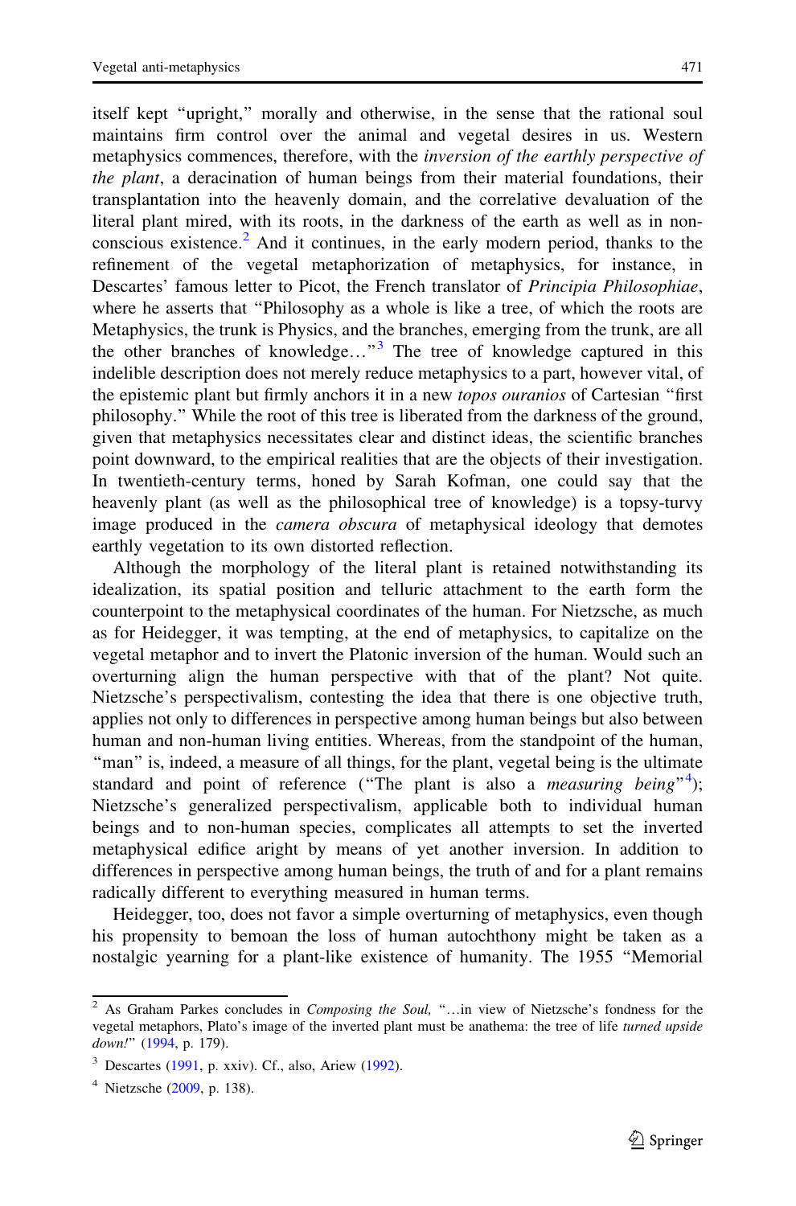itself kept "upright," morally and otherwise, in the sense that the rational soul maintains firm control over the animal and vegetal desires in us. Western metaphysics commences, therefore, with the *inversion of the earthly perspective of the plant*, a deracination of human beings from their material foundations, their transplantation into the heavenly domain, and the correlative devaluation of the literal plant mired, with its roots, in the darkness of the earth as well as in non-conscious existence.[2] And it continues, in the early modern period, thanks to the refinement of the vegetal metaphorization of metaphysics, for instance, in Descartes' famous letter to Picot, the French translator of *Principia Philosophiae*, where he asserts that "Philosophy as a whole is like a tree, of which the roots are Metaphysics, the trunk is Physics, and the branches, emerging from the trunk, are all the other branches of knowledge…"[3] The tree of knowledge captured in this indelible description does not merely reduce metaphysics to a part, however vital, of the epistemic plant but firmly anchors it in a new *topos ouranios* of Cartesian "first philosophy." While the root of this tree is liberated from the darkness of the ground, given that metaphysics necessitates clear and distinct ideas, the scientific branches point downward, to the empirical realities that are the objects of their investigation. In twentieth-century terms, honed by Sarah Kofman, one could say that the heavenly plant (as well as the philosophical tree of knowledge) is a topsy-turvy image produced in the *camera obscura* of metaphysical ideology that demotes earthly vegetation to its own distorted reflection.

Although the morphology of the literal plant is retained notwithstanding its idealization, its spatial position and telluric attachment to the earth form the counterpoint to the metaphysical coordinates of the human. For Nietzsche, as much as for Heidegger, it was tempting, at the end of metaphysics, to capitalize on the vegetal metaphor and to invert the Platonic inversion of the human. Would such an overturning align the human perspective with that of the plant? Not quite. Nietzsche's perspectivalism, contesting the idea that there is one objective truth, applies not only to differences in perspective among human beings but also between human and non-human living entities. Whereas, from the standpoint of the human, "man" is, indeed, a measure of all things, for the plant, vegetal being is the ultimate standard and point of reference ("The plant is also a *measuring being*"[4]); Nietzsche's generalized perspectivalism, applicable both to individual human beings and to non-human species, complicates all attempts to set the inverted metaphysical edifice aright by means of yet another inversion. In addition to differences in perspective among human beings, the truth of and for a plant remains radically different to everything measured in human terms.

Heidegger, too, does not favor a simple overturning of metaphysics, even though his propensity to bemoan the loss of human autochthony might be taken as a nostalgic yearning for a plant-like existence of humanity. The 1955 "Memorial

---

[2] As Graham Parkes concludes in *Composing the Soul,* "…in view of Nietzsche's fondness for the vegetal metaphors, Plato's image of the inverted plant must be anathema: the tree of life *turned upside down!*" (1994, p. 179).

[3] Descartes (1991, p. xxiv). Cf., also, Ariew (1992).

[4] Nietzsche (2009, p. 138).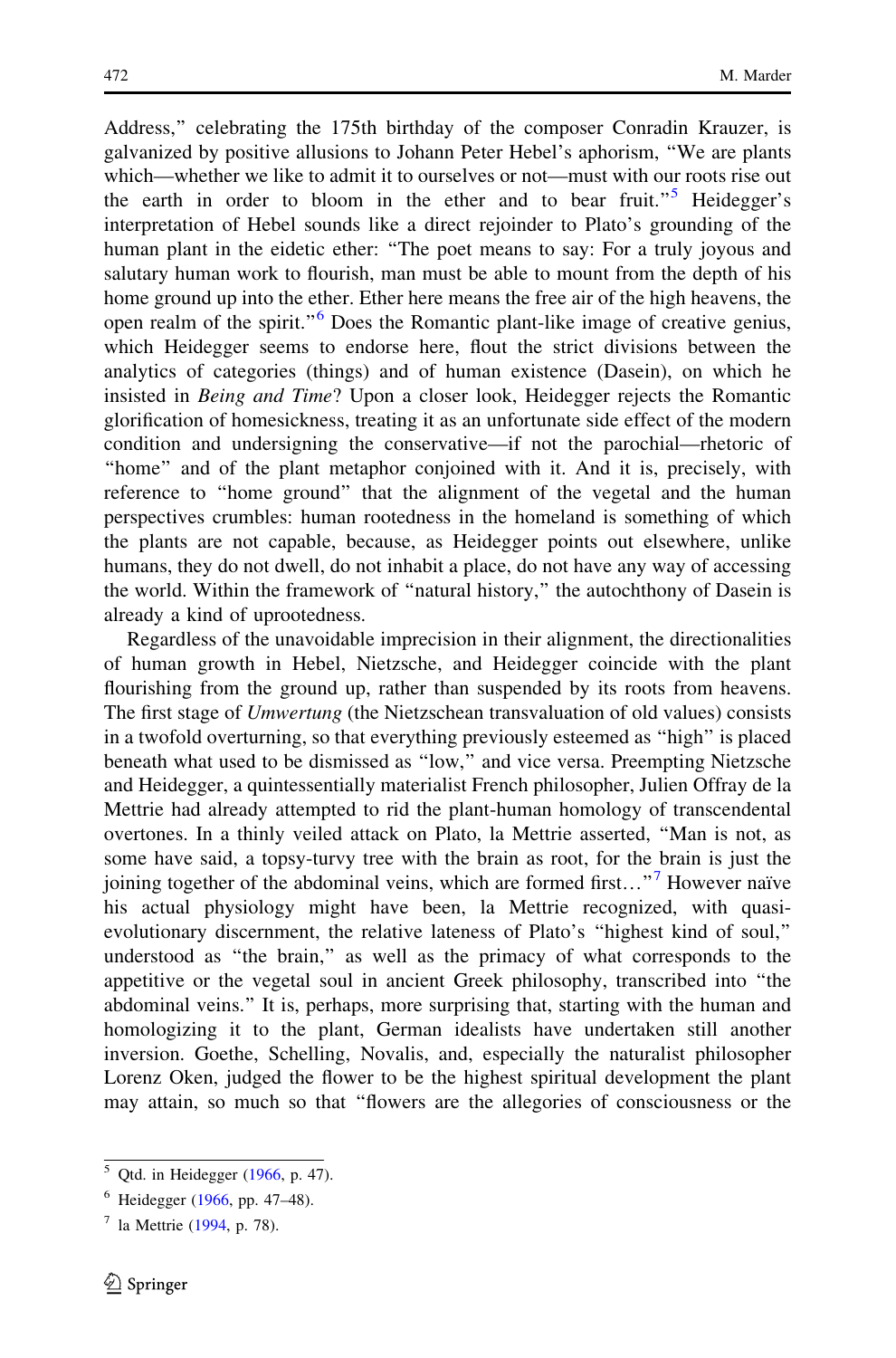Address," celebrating the 175th birthday of the composer Conradin Krauzer, is galvanized by positive allusions to Johann Peter Hebel's aphorism, "We are plants which—whether we like to admit it to ourselves or not—must with our roots rise out the earth in order to bloom in the ether and to bear fruit."[5] Heidegger's interpretation of Hebel sounds like a direct rejoinder to Plato's grounding of the human plant in the eidetic ether: "The poet means to say: For a truly joyous and salutary human work to flourish, man must be able to mount from the depth of his home ground up into the ether. Ether here means the free air of the high heavens, the open realm of the spirit."[6] Does the Romantic plant-like image of creative genius, which Heidegger seems to endorse here, flout the strict divisions between the analytics of categories (things) and of human existence (Dasein), on which he insisted in *Being and Time*? Upon a closer look, Heidegger rejects the Romantic glorification of homesickness, treating it as an unfortunate side effect of the modern condition and undersigning the conservative—if not the parochial—rhetoric of "home" and of the plant metaphor conjoined with it. And it is, precisely, with reference to "home ground" that the alignment of the vegetal and the human perspectives crumbles: human rootedness in the homeland is something of which the plants are not capable, because, as Heidegger points out elsewhere, unlike humans, they do not dwell, do not inhabit a place, do not have any way of accessing the world. Within the framework of "natural history," the autochthony of Dasein is already a kind of uprootedness.

Regardless of the unavoidable imprecision in their alignment, the directionalities of human growth in Hebel, Nietzsche, and Heidegger coincide with the plant flourishing from the ground up, rather than suspended by its roots from heavens. The first stage of *Umwertung* (the Nietzschean transvaluation of old values) consists in a twofold overturning, so that everything previously esteemed as "high" is placed beneath what used to be dismissed as "low," and vice versa. Preempting Nietzsche and Heidegger, a quintessentially materialist French philosopher, Julien Offray de la Mettrie had already attempted to rid the plant-human homology of transcendental overtones. In a thinly veiled attack on Plato, la Mettrie asserted, "Man is not, as some have said, a topsy-turvy tree with the brain as root, for the brain is just the joining together of the abdominal veins, which are formed first…"[7] However naïve his actual physiology might have been, la Mettrie recognized, with quasi-evolutionary discernment, the relative lateness of Plato's "highest kind of soul," understood as "the brain," as well as the primacy of what corresponds to the appetitive or the vegetal soul in ancient Greek philosophy, transcribed into "the abdominal veins." It is, perhaps, more surprising that, starting with the human and homologizing it to the plant, German idealists have undertaken still another inversion. Goethe, Schelling, Novalis, and, especially the naturalist philosopher Lorenz Oken, judged the flower to be the highest spiritual development the plant may attain, so much so that "flowers are the allegories of consciousness or the

[5] Qtd. in Heidegger (1966, p. 47).

[6] Heidegger (1966, pp. 47–48).

[7] la Mettrie (1994, p. 78).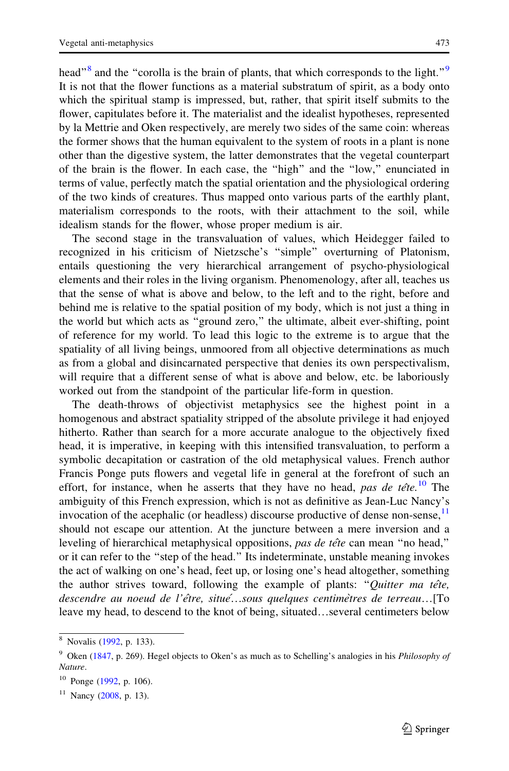head"[8] and the "corolla is the brain of plants, that which corresponds to the light."[9] It is not that the flower functions as a material substratum of spirit, as a body onto which the spiritual stamp is impressed, but, rather, that spirit itself submits to the flower, capitulates before it. The materialist and the idealist hypotheses, represented by la Mettrie and Oken respectively, are merely two sides of the same coin: whereas the former shows that the human equivalent to the system of roots in a plant is none other than the digestive system, the latter demonstrates that the vegetal counterpart of the brain is the flower. In each case, the "high" and the "low," enunciated in terms of value, perfectly match the spatial orientation and the physiological ordering of the two kinds of creatures. Thus mapped onto various parts of the earthly plant, materialism corresponds to the roots, with their attachment to the soil, while idealism stands for the flower, whose proper medium is air.

The second stage in the transvaluation of values, which Heidegger failed to recognized in his criticism of Nietzsche's "simple" overturning of Platonism, entails questioning the very hierarchical arrangement of psycho-physiological elements and their roles in the living organism. Phenomenology, after all, teaches us that the sense of what is above and below, to the left and to the right, before and behind me is relative to the spatial position of my body, which is not just a thing in the world but which acts as "ground zero," the ultimate, albeit ever-shifting, point of reference for my world. To lead this logic to the extreme is to argue that the spatiality of all living beings, unmoored from all objective determinations as much as from a global and disincarnated perspective that denies its own perspectivalism, will require that a different sense of what is above and below, etc. be laboriously worked out from the standpoint of the particular life-form in question.

The death-throws of objectivist metaphysics see the highest point in a homogenous and abstract spatiality stripped of the absolute privilege it had enjoyed hitherto. Rather than search for a more accurate analogue to the objectively fixed head, it is imperative, in keeping with this intensified transvaluation, to perform a symbolic decapitation or castration of the old metaphysical values. French author Francis Ponge puts flowers and vegetal life in general at the forefront of such an effort, for instance, when he asserts that they have no head, *pas de tête*.[10] The ambiguity of this French expression, which is not as definitive as Jean-Luc Nancy's invocation of the acephalic (or headless) discourse productive of dense non-sense,[11] should not escape our attention. At the juncture between a mere inversion and a leveling of hierarchical metaphysical oppositions, *pas de tête* can mean "no head," or it can refer to the "step of the head." Its indeterminate, unstable meaning invokes the act of walking on one's head, feet up, or losing one's head altogether, something the author strives toward, following the example of plants: "*Quitter ma tête, descendre au noeud de l'être, situé…sous quelques centimètres de terreau*…[To leave my head, to descend to the knot of being, situated…several centimeters below

---

[8] Novalis (1992, p. 133).

[9] Oken (1847, p. 269). Hegel objects to Oken's as much as to Schelling's analogies in his *Philosophy of Nature*.

[10] Ponge (1992, p. 106).

[11] Nancy (2008, p. 13).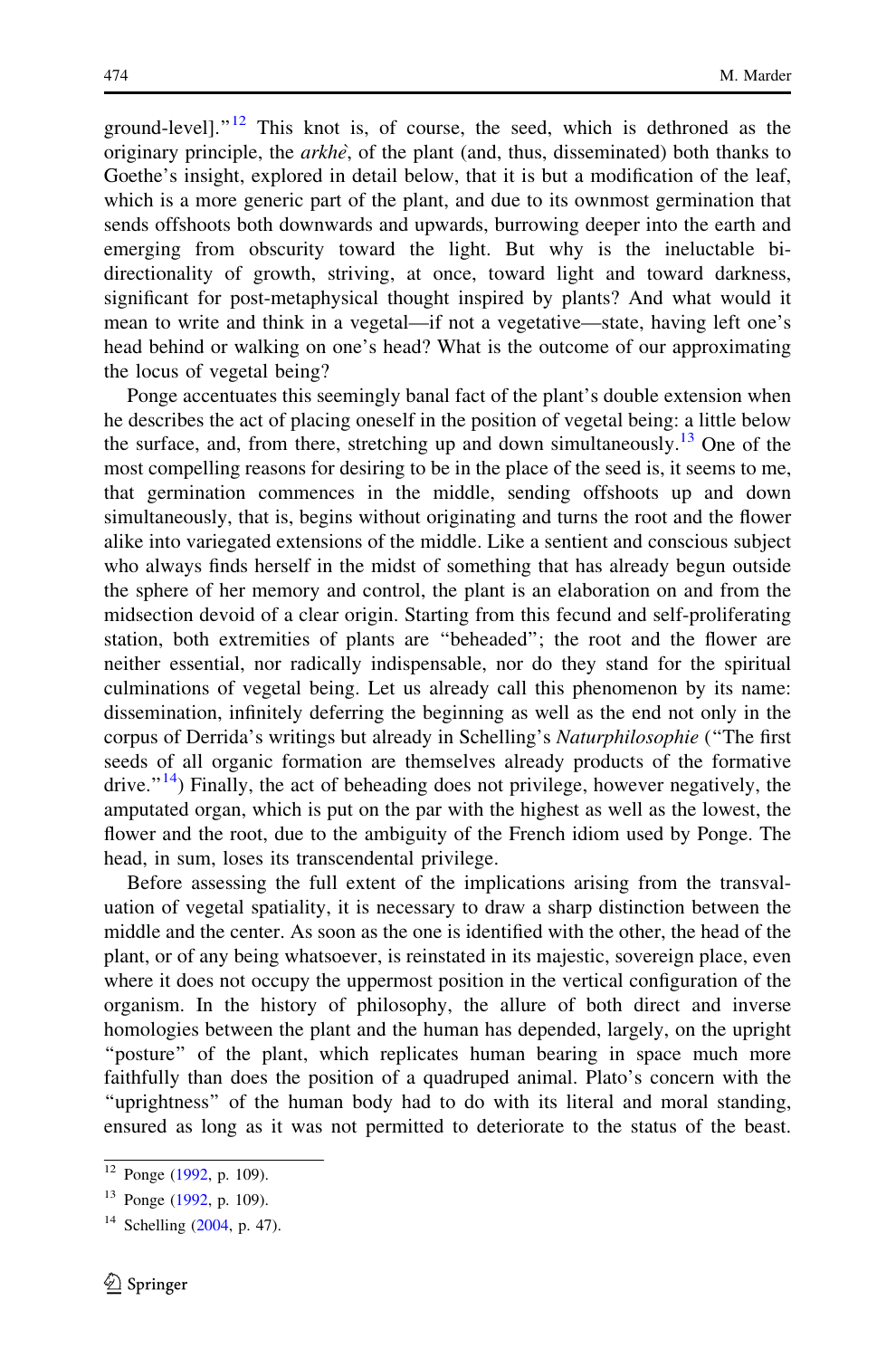ground-level]."[12] This knot is, of course, the seed, which is dethroned as the originary principle, the *arkhè*, of the plant (and, thus, disseminated) both thanks to Goethe's insight, explored in detail below, that it is but a modification of the leaf, which is a more generic part of the plant, and due to its ownmost germination that sends offshoots both downwards and upwards, burrowing deeper into the earth and emerging from obscurity toward the light. But why is the ineluctable bi-directionality of growth, striving, at once, toward light and toward darkness, significant for post-metaphysical thought inspired by plants? And what would it mean to write and think in a vegetal—if not a vegetative—state, having left one's head behind or walking on one's head? What is the outcome of our approximating the locus of vegetal being?

Ponge accentuates this seemingly banal fact of the plant's double extension when he describes the act of placing oneself in the position of vegetal being: a little below the surface, and, from there, stretching up and down simultaneously.[13] One of the most compelling reasons for desiring to be in the place of the seed is, it seems to me, that germination commences in the middle, sending offshoots up and down simultaneously, that is, begins without originating and turns the root and the flower alike into variegated extensions of the middle. Like a sentient and conscious subject who always finds herself in the midst of something that has already begun outside the sphere of her memory and control, the plant is an elaboration on and from the midsection devoid of a clear origin. Starting from this fecund and self-proliferating station, both extremities of plants are "beheaded"; the root and the flower are neither essential, nor radically indispensable, nor do they stand for the spiritual culminations of vegetal being. Let us already call this phenomenon by its name: dissemination, infinitely deferring the beginning as well as the end not only in the corpus of Derrida's writings but already in Schelling's *Naturphilosophie* ("The first seeds of all organic formation are themselves already products of the formative drive."[14]) Finally, the act of beheading does not privilege, however negatively, the amputated organ, which is put on the par with the highest as well as the lowest, the flower and the root, due to the ambiguity of the French idiom used by Ponge. The head, in sum, loses its transcendental privilege.

Before assessing the full extent of the implications arising from the transvaluation of vegetal spatiality, it is necessary to draw a sharp distinction between the middle and the center. As soon as the one is identified with the other, the head of the plant, or of any being whatsoever, is reinstated in its majestic, sovereign place, even where it does not occupy the uppermost position in the vertical configuration of the organism. In the history of philosophy, the allure of both direct and inverse homologies between the plant and the human has depended, largely, on the upright "posture" of the plant, which replicates human bearing in space much more faithfully than does the position of a quadruped animal. Plato's concern with the "uprightness" of the human body had to do with its literal and moral standing, ensured as long as it was not permitted to deteriorate to the status of the beast.

---

[12] Ponge (1992, p. 109).

[13] Ponge (1992, p. 109).

[14] Schelling (2004, p. 47).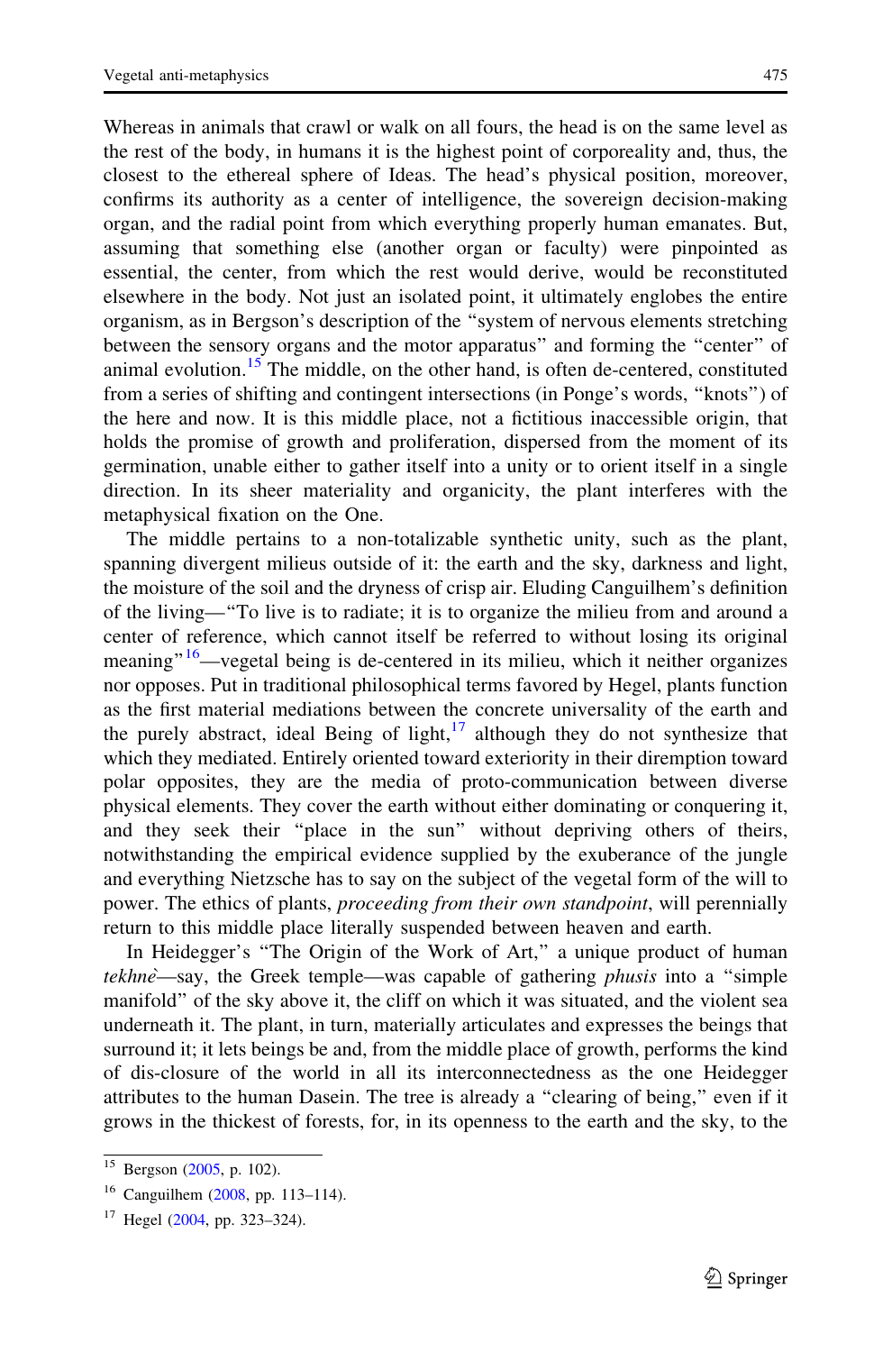Whereas in animals that crawl or walk on all fours, the head is on the same level as the rest of the body, in humans it is the highest point of corporeality and, thus, the closest to the ethereal sphere of Ideas. The head's physical position, moreover, confirms its authority as a center of intelligence, the sovereign decision-making organ, and the radial point from which everything properly human emanates. But, assuming that something else (another organ or faculty) were pinpointed as essential, the center, from which the rest would derive, would be reconstituted elsewhere in the body. Not just an isolated point, it ultimately englobes the entire organism, as in Bergson's description of the "system of nervous elements stretching between the sensory organs and the motor apparatus" and forming the "center" of animal evolution.[15] The middle, on the other hand, is often de-centered, constituted from a series of shifting and contingent intersections (in Ponge's words, "knots") of the here and now. It is this middle place, not a fictitious inaccessible origin, that holds the promise of growth and proliferation, dispersed from the moment of its germination, unable either to gather itself into a unity or to orient itself in a single direction. In its sheer materiality and organicity, the plant interferes with the metaphysical fixation on the One.

The middle pertains to a non-totalizable synthetic unity, such as the plant, spanning divergent milieus outside of it: the earth and the sky, darkness and light, the moisture of the soil and the dryness of crisp air. Eluding Canguilhem's definition of the living—"To live is to radiate; it is to organize the milieu from and around a center of reference, which cannot itself be referred to without losing its original meaning"[16]—vegetal being is de-centered in its milieu, which it neither organizes nor opposes. Put in traditional philosophical terms favored by Hegel, plants function as the first material mediations between the concrete universality of the earth and the purely abstract, ideal Being of light,[17] although they do not synthesize that which they mediated. Entirely oriented toward exteriority in their diremption toward polar opposites, they are the media of proto-communication between diverse physical elements. They cover the earth without either dominating or conquering it, and they seek their "place in the sun" without depriving others of theirs, notwithstanding the empirical evidence supplied by the exuberance of the jungle and everything Nietzsche has to say on the subject of the vegetal form of the will to power. The ethics of plants, *proceeding from their own standpoint*, will perennially return to this middle place literally suspended between heaven and earth.

In Heidegger's "The Origin of the Work of Art," a unique product of human *tekhnè*—say, the Greek temple—was capable of gathering *phusis* into a "simple manifold" of the sky above it, the cliff on which it was situated, and the violent sea underneath it. The plant, in turn, materially articulates and expresses the beings that surround it; it lets beings be and, from the middle place of growth, performs the kind of dis-closure of the world in all its interconnectedness as the one Heidegger attributes to the human Dasein. The tree is already a "clearing of being," even if it grows in the thickest of forests, for, in its openness to the earth and the sky, to the

---

[15] Bergson (2005, p. 102).

[16] Canguilhem (2008, pp. 113–114).

[17] Hegel (2004, pp. 323–324).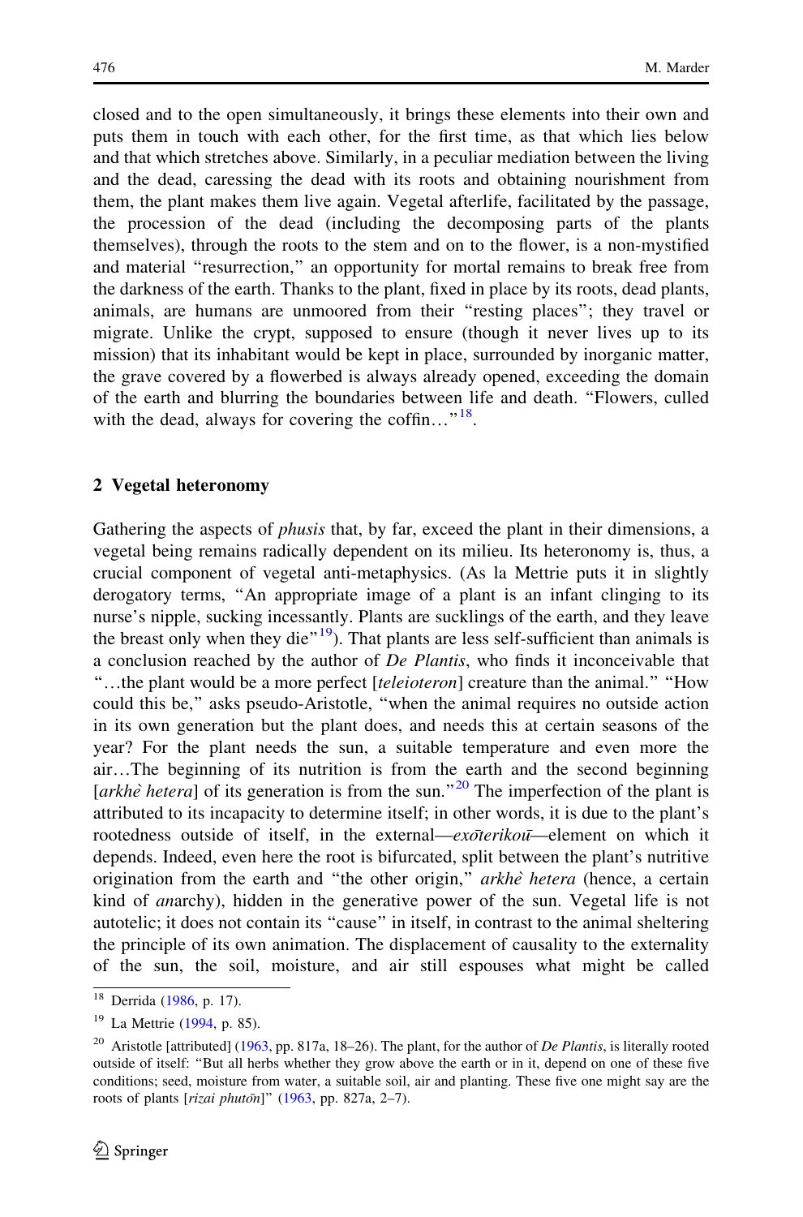closed and to the open simultaneously, it brings these elements into their own and puts them in touch with each other, for the first time, as that which lies below and that which stretches above. Similarly, in a peculiar mediation between the living and the dead, caressing the dead with its roots and obtaining nourishment from them, the plant makes them live again. Vegetal afterlife, facilitated by the passage, the procession of the dead (including the decomposing parts of the plants themselves), through the roots to the stem and on to the flower, is a non-mystified and material "resurrection," an opportunity for mortal remains to break free from the darkness of the earth. Thanks to the plant, fixed in place by its roots, dead plants, animals, are humans are unmoored from their "resting places"; they travel or migrate. Unlike the crypt, supposed to ensure (though it never lives up to its mission) that its inhabitant would be kept in place, surrounded by inorganic matter, the grave covered by a flowerbed is always already opened, exceeding the domain of the earth and blurring the boundaries between life and death. "Flowers, culled with the dead, always for covering the coffin…"[18].

## 2 Vegetal heteronomy

Gathering the aspects of *phusis* that, by far, exceed the plant in their dimensions, a vegetal being remains radically dependent on its milieu. Its heteronomy is, thus, a crucial component of vegetal anti-metaphysics. (As la Mettrie puts it in slightly derogatory terms, "An appropriate image of a plant is an infant clinging to its nurse's nipple, sucking incessantly. Plants are sucklings of the earth, and they leave the breast only when they die"[19]). That plants are less self-sufficient than animals is a conclusion reached by the author of *De Plantis*, who finds it inconceivable that "…the plant would be a more perfect [*teleioteron*] creature than the animal." "How could this be," asks pseudo-Aristotle, "when the animal requires no outside action in its own generation but the plant does, and needs this at certain seasons of the year? For the plant needs the sun, a suitable temperature and even more the air…The beginning of its nutrition is from the earth and the second beginning [*arkhè hetera*] of its generation is from the sun."[20] The imperfection of the plant is attributed to its incapacity to determine itself; in other words, it is due to the plant's rootedness outside of itself, in the external—*exōterikou*—element on which it depends. Indeed, even here the root is bifurcated, split between the plant's nutritive origination from the earth and "the other origin," *arkhè hetera* (hence, a certain kind of *an*archy), hidden in the generative power of the sun. Vegetal life is not autotelic; it does not contain its "cause" in itself, in contrast to the animal sheltering the principle of its own animation. The displacement of causality to the externality of the sun, the soil, moisture, and air still espouses what might be called

---

[18] Derrida (1986, p. 17).

[19] La Mettrie (1994, p. 85).

[20] Aristotle [attributed] (1963, pp. 817a, 18–26). The plant, for the author of *De Plantis*, is literally rooted outside of itself: "But all herbs whether they grow above the earth or in it, depend on one of these five conditions; seed, moisture from water, a suitable soil, air and planting. These five one might say are the roots of plants [*rizai phutōn*]" (1963, pp. 827a, 2–7).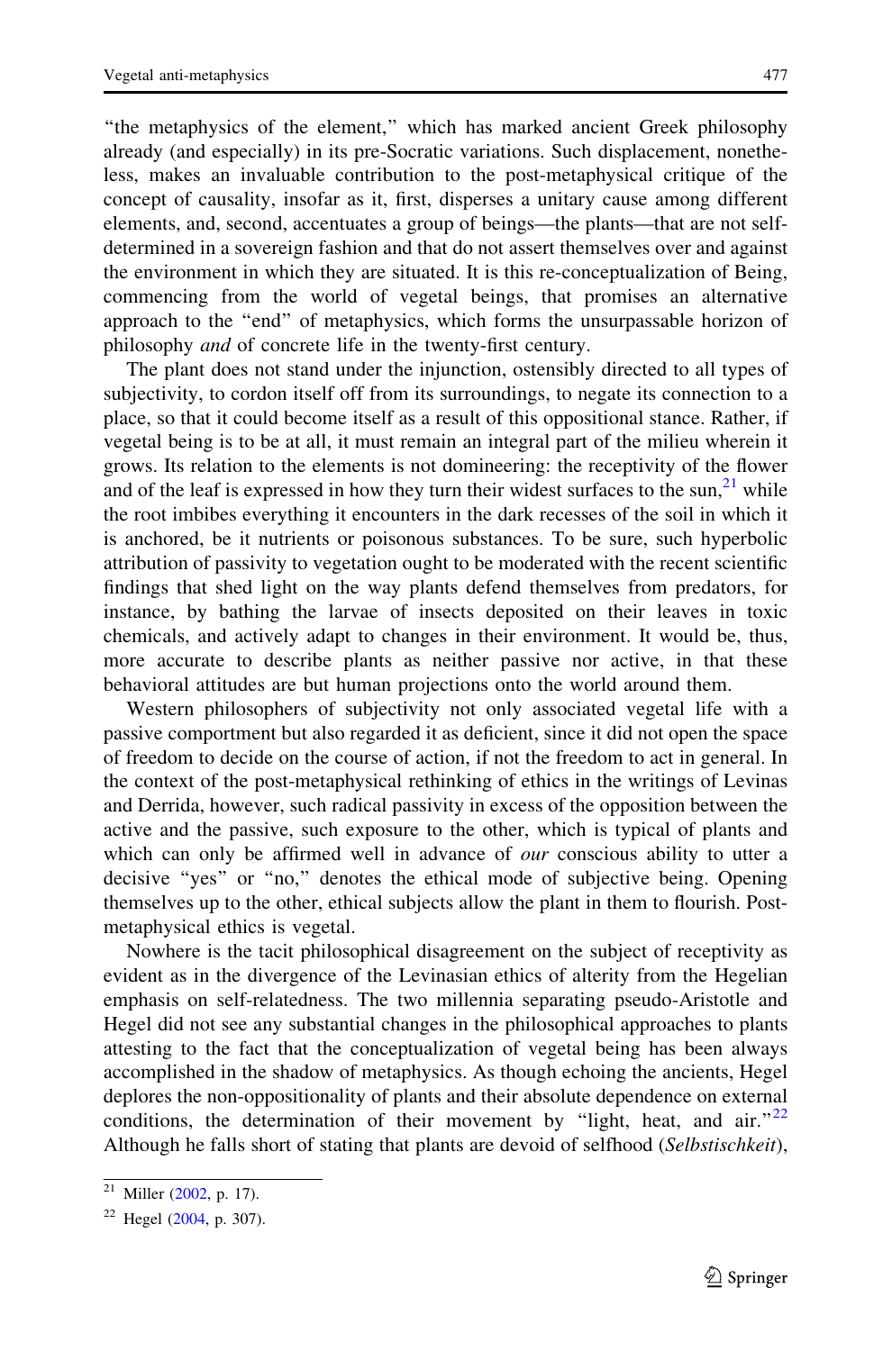"the metaphysics of the element," which has marked ancient Greek philosophy already (and especially) in its pre-Socratic variations. Such displacement, nonetheless, makes an invaluable contribution to the post-metaphysical critique of the concept of causality, insofar as it, first, disperses a unitary cause among different elements, and, second, accentuates a group of beings—the plants—that are not self-determined in a sovereign fashion and that do not assert themselves over and against the environment in which they are situated. It is this re-conceptualization of Being, commencing from the world of vegetal beings, that promises an alternative approach to the "end" of metaphysics, which forms the unsurpassable horizon of philosophy *and* of concrete life in the twenty-first century.

The plant does not stand under the injunction, ostensibly directed to all types of subjectivity, to cordon itself off from its surroundings, to negate its connection to a place, so that it could become itself as a result of this oppositional stance. Rather, if vegetal being is to be at all, it must remain an integral part of the milieu wherein it grows. Its relation to the elements is not domineering: the receptivity of the flower and of the leaf is expressed in how they turn their widest surfaces to the sun,[21] while the root imbibes everything it encounters in the dark recesses of the soil in which it is anchored, be it nutrients or poisonous substances. To be sure, such hyperbolic attribution of passivity to vegetation ought to be moderated with the recent scientific findings that shed light on the way plants defend themselves from predators, for instance, by bathing the larvae of insects deposited on their leaves in toxic chemicals, and actively adapt to changes in their environment. It would be, thus, more accurate to describe plants as neither passive nor active, in that these behavioral attitudes are but human projections onto the world around them.

Western philosophers of subjectivity not only associated vegetal life with a passive comportment but also regarded it as deficient, since it did not open the space of freedom to decide on the course of action, if not the freedom to act in general. In the context of the post-metaphysical rethinking of ethics in the writings of Levinas and Derrida, however, such radical passivity in excess of the opposition between the active and the passive, such exposure to the other, which is typical of plants and which can only be affirmed well in advance of *our* conscious ability to utter a decisive "yes" or "no," denotes the ethical mode of subjective being. Opening themselves up to the other, ethical subjects allow the plant in them to flourish. Post-metaphysical ethics is vegetal.

Nowhere is the tacit philosophical disagreement on the subject of receptivity as evident as in the divergence of the Levinasian ethics of alterity from the Hegelian emphasis on self-relatedness. The two millennia separating pseudo-Aristotle and Hegel did not see any substantial changes in the philosophical approaches to plants attesting to the fact that the conceptualization of vegetal being has been always accomplished in the shadow of metaphysics. As though echoing the ancients, Hegel deplores the non-oppositionality of plants and their absolute dependence on external conditions, the determination of their movement by "light, heat, and air."[22] Although he falls short of stating that plants are devoid of selfhood (*Selbstischkeit*),

---

[21] Miller (2002, p. 17).

[22] Hegel (2004, p. 307).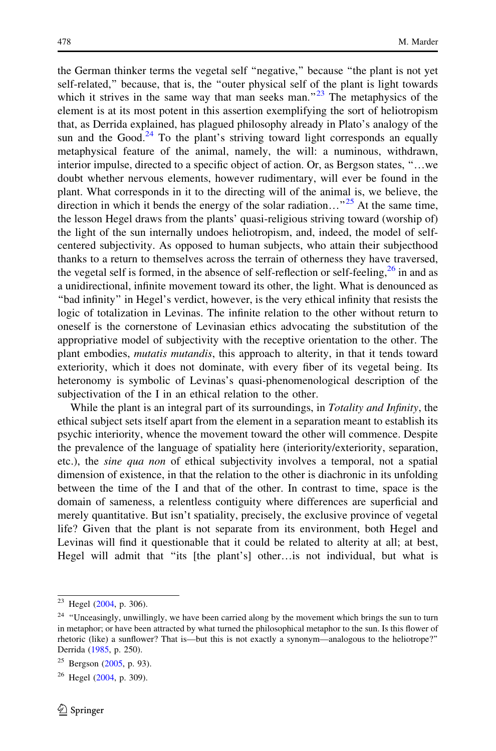the German thinker terms the vegetal self "negative," because "the plant is not yet self-related," because, that is, the "outer physical self of the plant is light towards which it strives in the same way that man seeks man."[23] The metaphysics of the element is at its most potent in this assertion exemplifying the sort of heliotropism that, as Derrida explained, has plagued philosophy already in Plato's analogy of the sun and the Good.[24] To the plant's striving toward light corresponds an equally metaphysical feature of the animal, namely, the will: a numinous, withdrawn, interior impulse, directed to a specific object of action. Or, as Bergson states, "…we doubt whether nervous elements, however rudimentary, will ever be found in the plant. What corresponds in it to the directing will of the animal is, we believe, the direction in which it bends the energy of the solar radiation…"[25] At the same time, the lesson Hegel draws from the plants' quasi-religious striving toward (worship of) the light of the sun internally undoes heliotropism, and, indeed, the model of self-centered subjectivity. As opposed to human subjects, who attain their subjecthood thanks to a return to themselves across the terrain of otherness they have traversed, the vegetal self is formed, in the absence of self-reflection or self-feeling,[26] in and as a unidirectional, infinite movement toward its other, the light. What is denounced as "bad infinity" in Hegel's verdict, however, is the very ethical infinity that resists the logic of totalization in Levinas. The infinite relation to the other without return to oneself is the cornerstone of Levinasian ethics advocating the substitution of the appropriative model of subjectivity with the receptive orientation to the other. The plant embodies, *mutatis mutandis*, this approach to alterity, in that it tends toward exteriority, which it does not dominate, with every fiber of its vegetal being. Its heteronomy is symbolic of Levinas's quasi-phenomenological description of the subjectivation of the I in an ethical relation to the other.

While the plant is an integral part of its surroundings, in *Totality and Infinity*, the ethical subject sets itself apart from the element in a separation meant to establish its psychic interiority, whence the movement toward the other will commence. Despite the prevalence of the language of spatiality here (interiority/exteriority, separation, etc.), the *sine qua non* of ethical subjectivity involves a temporal, not a spatial dimension of existence, in that the relation to the other is diachronic in its unfolding between the time of the I and that of the other. In contrast to time, space is the domain of sameness, a relentless contiguity where differences are superficial and merely quantitative. But isn't spatiality, precisely, the exclusive province of vegetal life? Given that the plant is not separate from its environment, both Hegel and Levinas will find it questionable that it could be related to alterity at all; at best, Hegel will admit that "its [the plant's] other…is not individual, but what is

---

[23] Hegel (2004, p. 306).

[24] "Unceasingly, unwillingly, we have been carried along by the movement which brings the sun to turn in metaphor; or have been attracted by what turned the philosophical metaphor to the sun. Is this flower of rhetoric (like) a sunflower? That is—but this is not exactly a synonym—analogous to the heliotrope?" Derrida (1985, p. 250).

[25] Bergson (2005, p. 93).

[26] Hegel (2004, p. 309).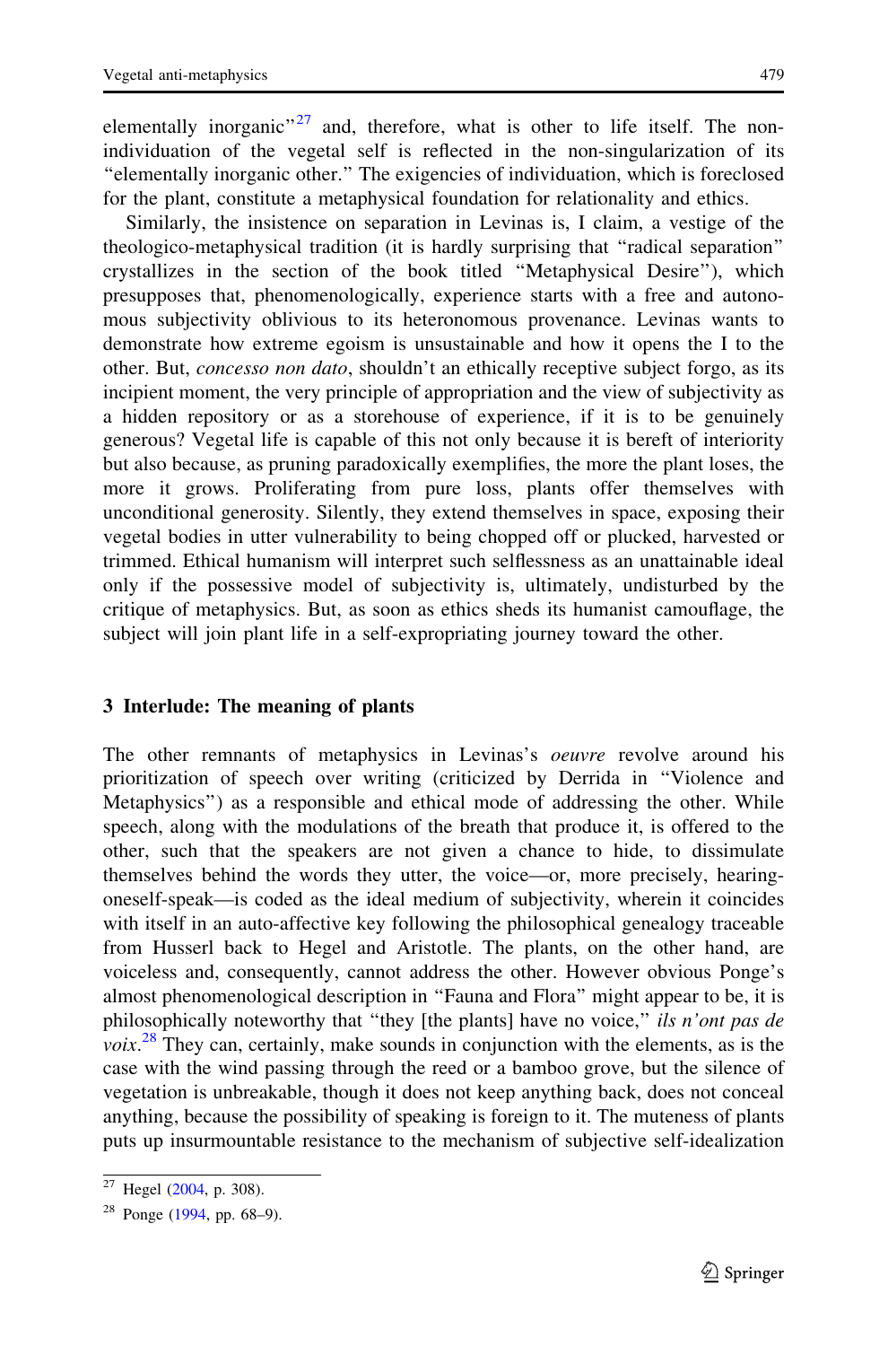elementally inorganic"[27] and, therefore, what is other to life itself. The non-individuation of the vegetal self is reflected in the non-singularization of its "elementally inorganic other." The exigencies of individuation, which is foreclosed for the plant, constitute a metaphysical foundation for relationality and ethics.

Similarly, the insistence on separation in Levinas is, I claim, a vestige of the theologico-metaphysical tradition (it is hardly surprising that "radical separation" crystallizes in the section of the book titled "Metaphysical Desire"), which presupposes that, phenomenologically, experience starts with a free and autonomous subjectivity oblivious to its heteronomous provenance. Levinas wants to demonstrate how extreme egoism is unsustainable and how it opens the I to the other. But, *concesso non dato*, shouldn't an ethically receptive subject forgo, as its incipient moment, the very principle of appropriation and the view of subjectivity as a hidden repository or as a storehouse of experience, if it is to be genuinely generous? Vegetal life is capable of this not only because it is bereft of interiority but also because, as pruning paradoxically exemplifies, the more the plant loses, the more it grows. Proliferating from pure loss, plants offer themselves with unconditional generosity. Silently, they extend themselves in space, exposing their vegetal bodies in utter vulnerability to being chopped off or plucked, harvested or trimmed. Ethical humanism will interpret such selflessness as an unattainable ideal only if the possessive model of subjectivity is, ultimately, undisturbed by the critique of metaphysics. But, as soon as ethics sheds its humanist camouflage, the subject will join plant life in a self-expropriating journey toward the other.

## 3 Interlude: The meaning of plants

The other remnants of metaphysics in Levinas's *oeuvre* revolve around his prioritization of speech over writing (criticized by Derrida in "Violence and Metaphysics") as a responsible and ethical mode of addressing the other. While speech, along with the modulations of the breath that produce it, is offered to the other, such that the speakers are not given a chance to hide, to dissimulate themselves behind the words they utter, the voice—or, more precisely, hearing-oneself-speak—is coded as the ideal medium of subjectivity, wherein it coincides with itself in an auto-affective key following the philosophical genealogy traceable from Husserl back to Hegel and Aristotle. The plants, on the other hand, are voiceless and, consequently, cannot address the other. However obvious Ponge's almost phenomenological description in "Fauna and Flora" might appear to be, it is philosophically noteworthy that "they [the plants] have no voice," *ils n'ont pas de voix*.[28] They can, certainly, make sounds in conjunction with the elements, as is the case with the wind passing through the reed or a bamboo grove, but the silence of vegetation is unbreakable, though it does not keep anything back, does not conceal anything, because the possibility of speaking is foreign to it. The muteness of plants puts up insurmountable resistance to the mechanism of subjective self-idealization

---

[27] Hegel (2004, p. 308).

[28] Ponge (1994, pp. 68–9).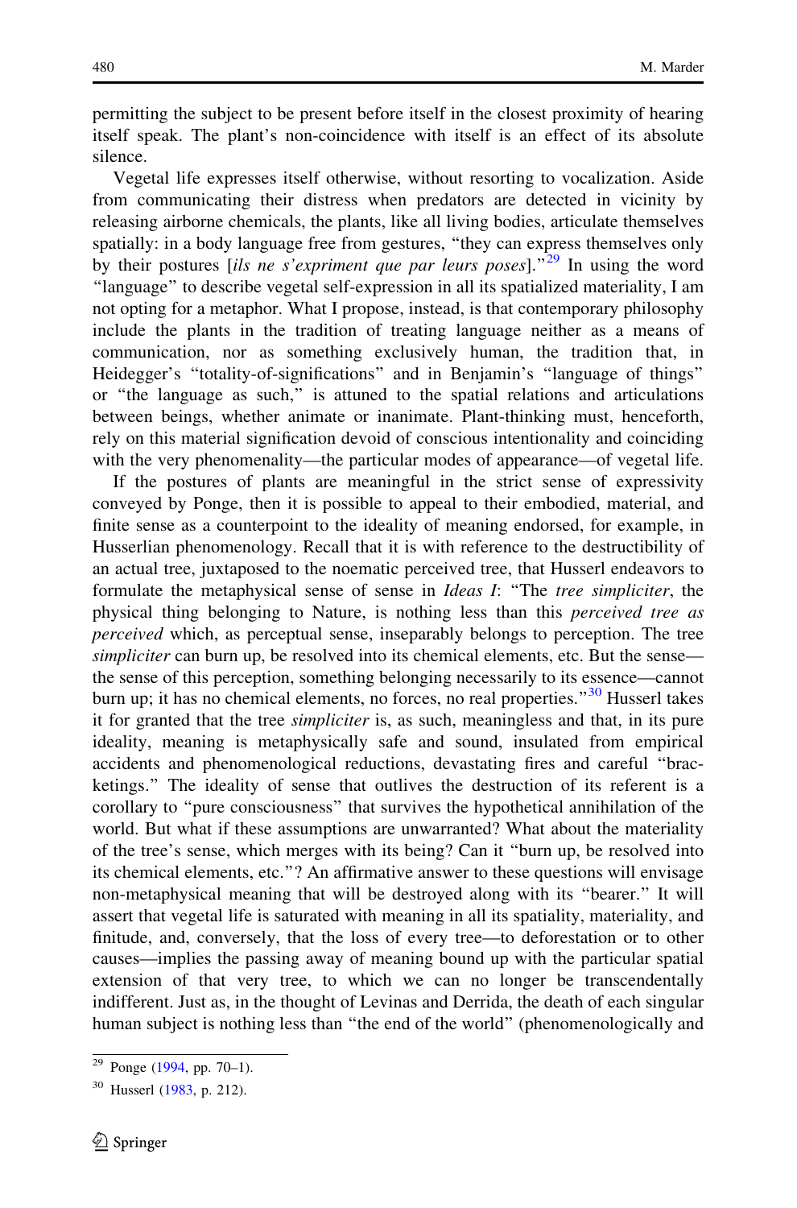permitting the subject to be present before itself in the closest proximity of hearing itself speak. The plant's non-coincidence with itself is an effect of its absolute silence.

Vegetal life expresses itself otherwise, without resorting to vocalization. Aside from communicating their distress when predators are detected in vicinity by releasing airborne chemicals, the plants, like all living bodies, articulate themselves spatially: in a body language free from gestures, "they can express themselves only by their postures [*ils ne s'expriment que par leurs poses*]."[29] In using the word "language" to describe vegetal self-expression in all its spatialized materiality, I am not opting for a metaphor. What I propose, instead, is that contemporary philosophy include the plants in the tradition of treating language neither as a means of communication, nor as something exclusively human, the tradition that, in Heidegger's "totality-of-significations" and in Benjamin's "language of things" or "the language as such," is attuned to the spatial relations and articulations between beings, whether animate or inanimate. Plant-thinking must, henceforth, rely on this material signification devoid of conscious intentionality and coinciding with the very phenomenality—the particular modes of appearance—of vegetal life.

If the postures of plants are meaningful in the strict sense of expressivity conveyed by Ponge, then it is possible to appeal to their embodied, material, and finite sense as a counterpoint to the ideality of meaning endorsed, for example, in Husserlian phenomenology. Recall that it is with reference to the destructibility of an actual tree, juxtaposed to the noematic perceived tree, that Husserl endeavors to formulate the metaphysical sense of sense in *Ideas I*: "The *tree simpliciter*, the physical thing belonging to Nature, is nothing less than this *perceived tree as perceived* which, as perceptual sense, inseparably belongs to perception. The tree *simpliciter* can burn up, be resolved into its chemical elements, etc. But the sense—the sense of this perception, something belonging necessarily to its essence—cannot burn up; it has no chemical elements, no forces, no real properties."[30] Husserl takes it for granted that the tree *simpliciter* is, as such, meaningless and that, in its pure ideality, meaning is metaphysically safe and sound, insulated from empirical accidents and phenomenological reductions, devastating fires and careful "bracketings." The ideality of sense that outlives the destruction of its referent is a corollary to "pure consciousness" that survives the hypothetical annihilation of the world. But what if these assumptions are unwarranted? What about the materiality of the tree's sense, which merges with its being? Can it "burn up, be resolved into its chemical elements, etc."? An affirmative answer to these questions will envisage non-metaphysical meaning that will be destroyed along with its "bearer." It will assert that vegetal life is saturated with meaning in all its spatiality, materiality, and finitude, and, conversely, that the loss of every tree—to deforestation or to other causes—implies the passing away of meaning bound up with the particular spatial extension of that very tree, to which we can no longer be transcendentally indifferent. Just as, in the thought of Levinas and Derrida, the death of each singular human subject is nothing less than "the end of the world" (phenomenologically and

[29] Ponge (1994, pp. 70–1).

[30] Husserl (1983, p. 212).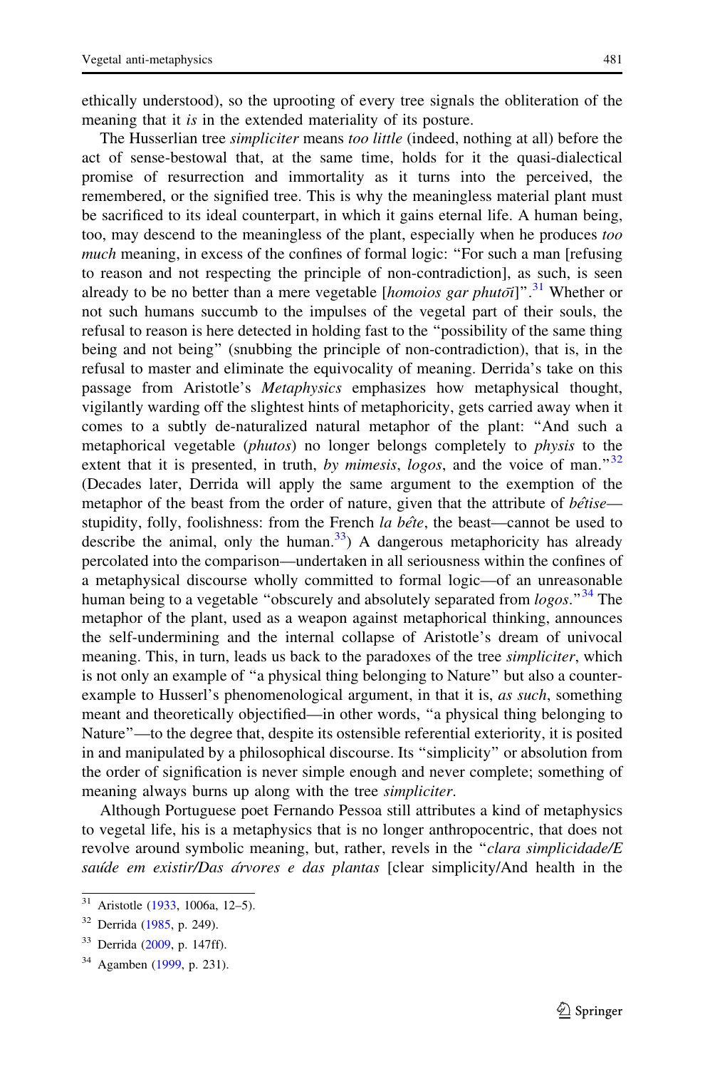ethically understood), so the uprooting of every tree signals the obliteration of the meaning that it *is* in the extended materiality of its posture.

The Husserlian tree *simpliciter* means *too little* (indeed, nothing at all) before the act of sense-bestowal that, at the same time, holds for it the quasi-dialectical promise of resurrection and immortality as it turns into the perceived, the remembered, or the signified tree. This is why the meaningless material plant must be sacrificed to its ideal counterpart, in which it gains eternal life. A human being, too, may descend to the meaningless of the plant, especially when he produces *too much* meaning, in excess of the confines of formal logic: "For such a man [refusing to reason and not respecting the principle of non-contradiction], as such, is seen already to be no better than a mere vegetable [*homoios gar phutōi*]".[31] Whether or not such humans succumb to the impulses of the vegetal part of their souls, the refusal to reason is here detected in holding fast to the "possibility of the same thing being and not being" (snubbing the principle of non-contradiction), that is, in the refusal to master and eliminate the equivocality of meaning. Derrida's take on this passage from Aristotle's *Metaphysics* emphasizes how metaphysical thought, vigilantly warding off the slightest hints of metaphoricity, gets carried away when it comes to a subtly de-naturalized natural metaphor of the plant: "And such a metaphorical vegetable (*phutos*) no longer belongs completely to *physis* to the extent that it is presented, in truth, *by mimesis*, *logos*, and the voice of man."[32] (Decades later, Derrida will apply the same argument to the exemption of the metaphor of the beast from the order of nature, given that the attribute of *bêtise*—stupidity, folly, foolishness: from the French *la bête*, the beast—cannot be used to describe the animal, only the human.[33]) A dangerous metaphoricity has already percolated into the comparison—undertaken in all seriousness within the confines of a metaphysical discourse wholly committed to formal logic—of an unreasonable human being to a vegetable "obscurely and absolutely separated from *logos*."[34] The metaphor of the plant, used as a weapon against metaphorical thinking, announces the self-undermining and the internal collapse of Aristotle's dream of univocal meaning. This, in turn, leads us back to the paradoxes of the tree *simpliciter*, which is not only an example of "a physical thing belonging to Nature" but also a counter-example to Husserl's phenomenological argument, in that it is, *as such*, something meant and theoretically objectified—in other words, "a physical thing belonging to Nature"—to the degree that, despite its ostensible referential exteriority, it is posited in and manipulated by a philosophical discourse. Its "simplicity" or absolution from the order of signification is never simple enough and never complete; something of meaning always burns up along with the tree *simpliciter*.

Although Portuguese poet Fernando Pessoa still attributes a kind of metaphysics to vegetal life, his is a metaphysics that is no longer anthropocentric, that does not revolve around symbolic meaning, but, rather, revels in the "*clara simplicidade/E saúde em existir/Das árvores e das plantas* [clear simplicity/And health in the

---

[31] Aristotle (1933, 1006a, 12–5).

[32] Derrida (1985, p. 249).

[33] Derrida (2009, p. 147ff).

[34] Agamben (1999, p. 231).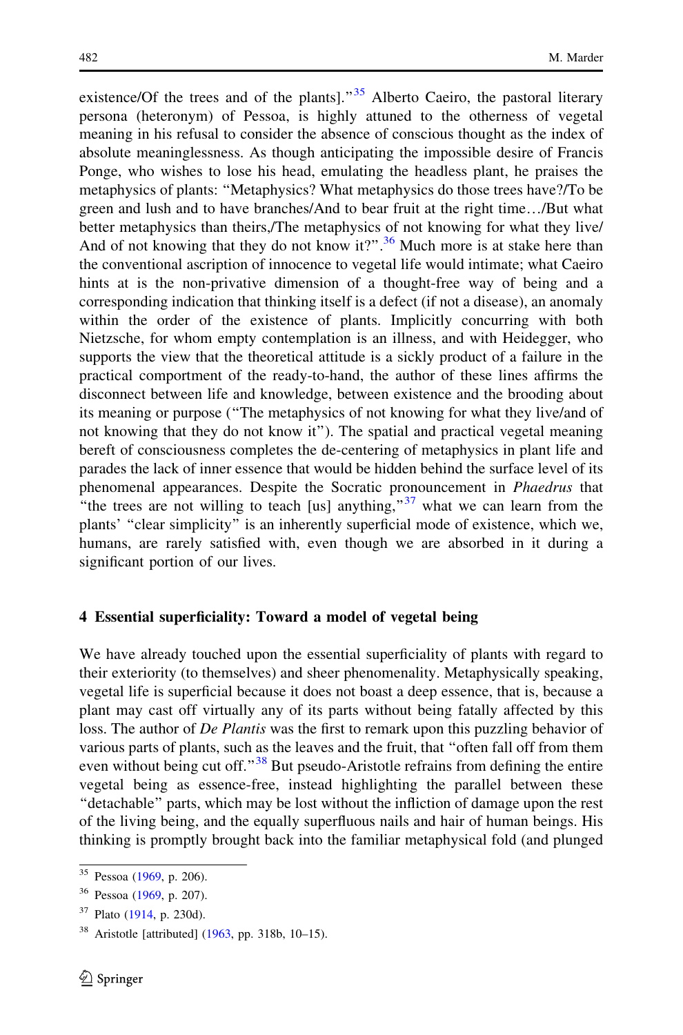existence/Of the trees and of the plants]."[35] Alberto Caeiro, the pastoral literary persona (heteronym) of Pessoa, is highly attuned to the otherness of vegetal meaning in his refusal to consider the absence of conscious thought as the index of absolute meaninglessness. As though anticipating the impossible desire of Francis Ponge, who wishes to lose his head, emulating the headless plant, he praises the metaphysics of plants: "Metaphysics? What metaphysics do those trees have?/To be green and lush and to have branches/And to bear fruit at the right time…/But what better metaphysics than theirs,/The metaphysics of not knowing for what they live/ And of not knowing that they do not know it?".[36] Much more is at stake here than the conventional ascription of innocence to vegetal life would intimate; what Caeiro hints at is the non-privative dimension of a thought-free way of being and a corresponding indication that thinking itself is a defect (if not a disease), an anomaly within the order of the existence of plants. Implicitly concurring with both Nietzsche, for whom empty contemplation is an illness, and with Heidegger, who supports the view that the theoretical attitude is a sickly product of a failure in the practical comportment of the ready-to-hand, the author of these lines affirms the disconnect between life and knowledge, between existence and the brooding about its meaning or purpose ("The metaphysics of not knowing for what they live/and of not knowing that they do not know it"). The spatial and practical vegetal meaning bereft of consciousness completes the de-centering of metaphysics in plant life and parades the lack of inner essence that would be hidden behind the surface level of its phenomenal appearances. Despite the Socratic pronouncement in *Phaedrus* that "the trees are not willing to teach [us] anything,"[37] what we can learn from the plants' "clear simplicity" is an inherently superficial mode of existence, which we, humans, are rarely satisfied with, even though we are absorbed in it during a significant portion of our lives.

## 4 Essential superficiality: Toward a model of vegetal being

We have already touched upon the essential superficiality of plants with regard to their exteriority (to themselves) and sheer phenomenality. Metaphysically speaking, vegetal life is superficial because it does not boast a deep essence, that is, because a plant may cast off virtually any of its parts without being fatally affected by this loss. The author of *De Plantis* was the first to remark upon this puzzling behavior of various parts of plants, such as the leaves and the fruit, that "often fall off from them even without being cut off."[38] But pseudo-Aristotle refrains from defining the entire vegetal being as essence-free, instead highlighting the parallel between these "detachable" parts, which may be lost without the infliction of damage upon the rest of the living being, and the equally superfluous nails and hair of human beings. His thinking is promptly brought back into the familiar metaphysical fold (and plunged

---

[35] Pessoa (1969, p. 206).

[36] Pessoa (1969, p. 207).

[37] Plato (1914, p. 230d).

[38] Aristotle [attributed] (1963, pp. 318b, 10–15).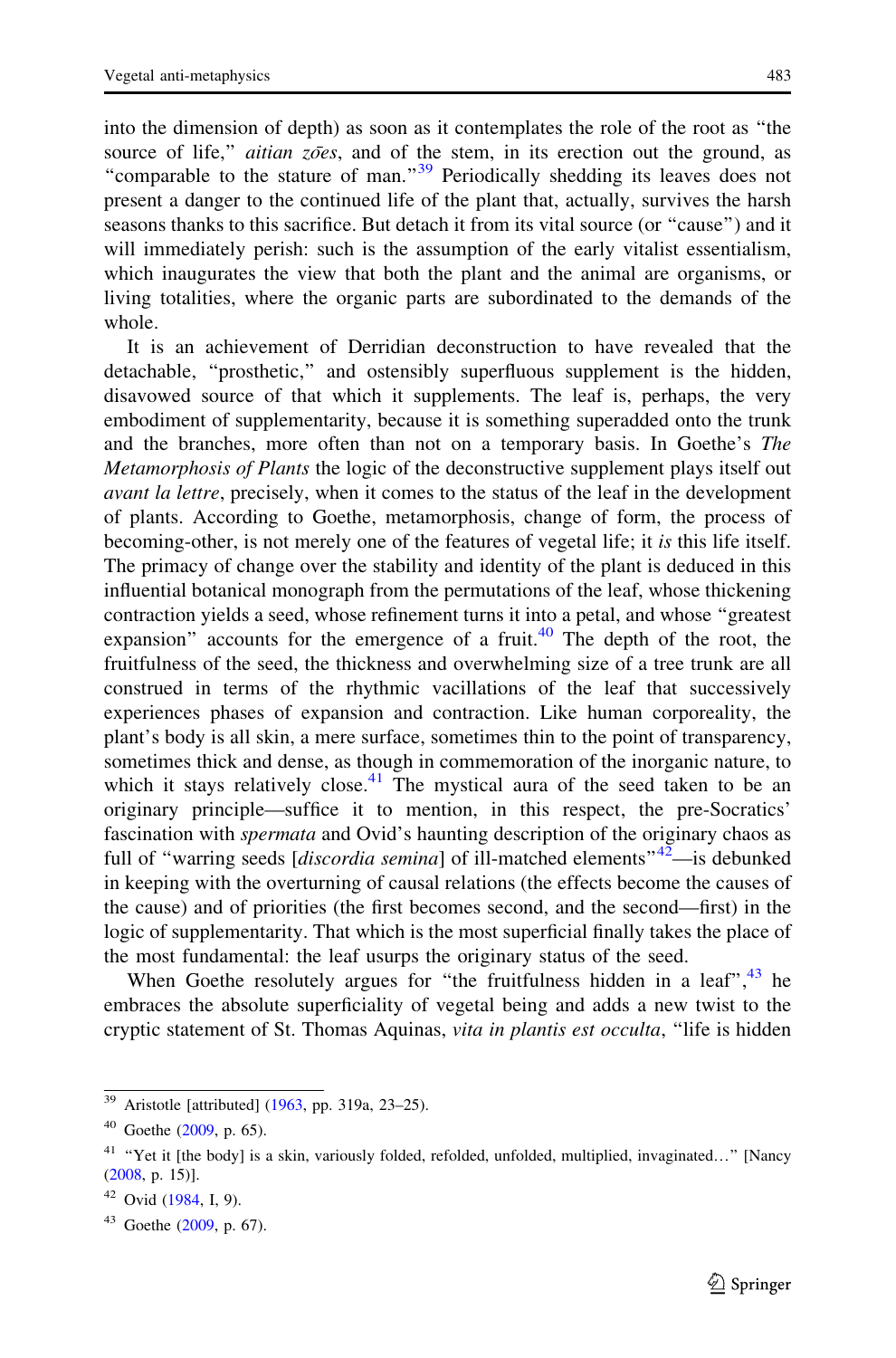into the dimension of depth) as soon as it contemplates the role of the root as "the source of life," *aitian zōes*, and of the stem, in its erection out the ground, as "comparable to the stature of man."[39] Periodically shedding its leaves does not present a danger to the continued life of the plant that, actually, survives the harsh seasons thanks to this sacrifice. But detach it from its vital source (or "cause") and it will immediately perish: such is the assumption of the early vitalist essentialism, which inaugurates the view that both the plant and the animal are organisms, or living totalities, where the organic parts are subordinated to the demands of the whole.

It is an achievement of Derridian deconstruction to have revealed that the detachable, "prosthetic," and ostensibly superfluous supplement is the hidden, disavowed source of that which it supplements. The leaf is, perhaps, the very embodiment of supplementarity, because it is something superadded onto the trunk and the branches, more often than not on a temporary basis. In Goethe's *The Metamorphosis of Plants* the logic of the deconstructive supplement plays itself out *avant la lettre*, precisely, when it comes to the status of the leaf in the development of plants. According to Goethe, metamorphosis, change of form, the process of becoming-other, is not merely one of the features of vegetal life; it *is* this life itself. The primacy of change over the stability and identity of the plant is deduced in this influential botanical monograph from the permutations of the leaf, whose thickening contraction yields a seed, whose refinement turns it into a petal, and whose "greatest expansion" accounts for the emergence of a fruit.[40] The depth of the root, the fruitfulness of the seed, the thickness and overwhelming size of a tree trunk are all construed in terms of the rhythmic vacillations of the leaf that successively experiences phases of expansion and contraction. Like human corporeality, the plant's body is all skin, a mere surface, sometimes thin to the point of transparency, sometimes thick and dense, as though in commemoration of the inorganic nature, to which it stays relatively close.[41] The mystical aura of the seed taken to be an originary principle—suffice it to mention, in this respect, the pre-Socratics' fascination with *spermata* and Ovid's haunting description of the originary chaos as full of "warring seeds [*discordia semina*] of ill-matched elements"[42]—is debunked in keeping with the overturning of causal relations (the effects become the causes of the cause) and of priorities (the first becomes second, and the second—first) in the logic of supplementarity. That which is the most superficial finally takes the place of the most fundamental: the leaf usurps the originary status of the seed.

When Goethe resolutely argues for "the fruitfulness hidden in a leaf",[43] he embraces the absolute superficiality of vegetal being and adds a new twist to the cryptic statement of St. Thomas Aquinas, *vita in plantis est occulta*, "life is hidden

---

[39] Aristotle [attributed] (1963, pp. 319a, 23–25).

[40] Goethe (2009, p. 65).

[41] "Yet it [the body] is a skin, variously folded, refolded, unfolded, multiplied, invaginated…" [Nancy (2008, p. 15)].

[42] Ovid (1984, I, 9).

[43] Goethe (2009, p. 67).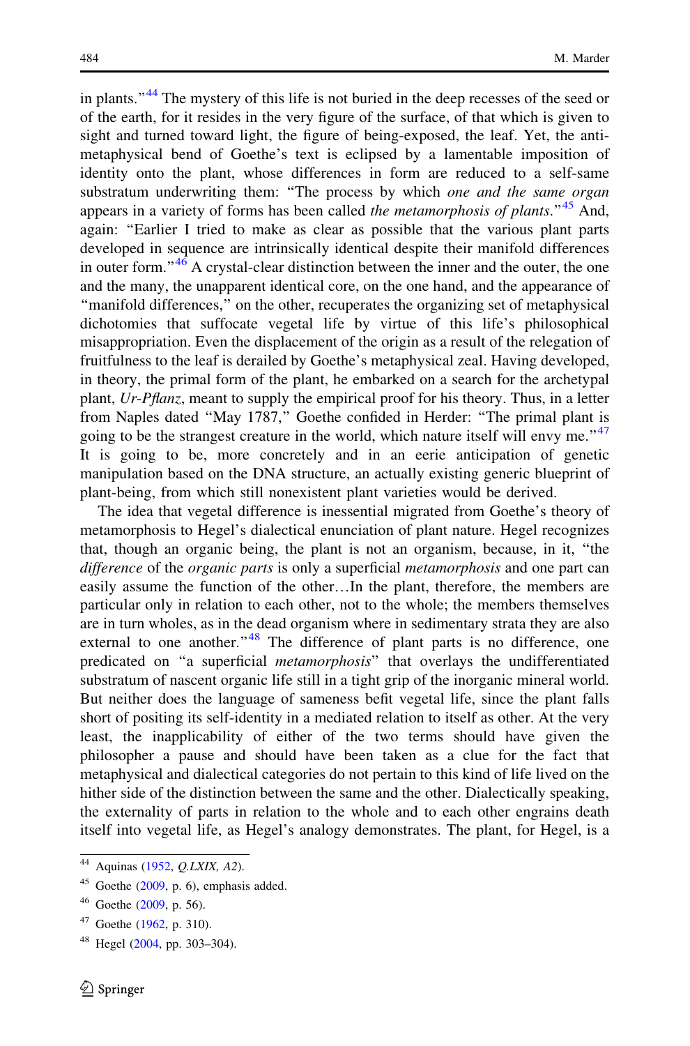in plants."[44] The mystery of this life is not buried in the deep recesses of the seed or of the earth, for it resides in the very figure of the surface, of that which is given to sight and turned toward light, the figure of being-exposed, the leaf. Yet, the anti-metaphysical bend of Goethe's text is eclipsed by a lamentable imposition of identity onto the plant, whose differences in form are reduced to a self-same substratum underwriting them: "The process by which *one and the same organ* appears in a variety of forms has been called *the metamorphosis of plants*."[45] And, again: "Earlier I tried to make as clear as possible that the various plant parts developed in sequence are intrinsically identical despite their manifold differences in outer form."[46] A crystal-clear distinction between the inner and the outer, the one and the many, the unapparent identical core, on the one hand, and the appearance of "manifold differences," on the other, recuperates the organizing set of metaphysical dichotomies that suffocate vegetal life by virtue of this life's philosophical misappropriation. Even the displacement of the origin as a result of the relegation of fruitfulness to the leaf is derailed by Goethe's metaphysical zeal. Having developed, in theory, the primal form of the plant, he embarked on a search for the archetypal plant, *Ur-Pflanz*, meant to supply the empirical proof for his theory. Thus, in a letter from Naples dated "May 1787," Goethe confided in Herder: "The primal plant is going to be the strangest creature in the world, which nature itself will envy me."[47] It is going to be, more concretely and in an eerie anticipation of genetic manipulation based on the DNA structure, an actually existing generic blueprint of plant-being, from which still nonexistent plant varieties would be derived.

The idea that vegetal difference is inessential migrated from Goethe's theory of metamorphosis to Hegel's dialectical enunciation of plant nature. Hegel recognizes that, though an organic being, the plant is not an organism, because, in it, "the *difference* of the *organic parts* is only a superficial *metamorphosis* and one part can easily assume the function of the other…In the plant, therefore, the members are particular only in relation to each other, not to the whole; the members themselves are in turn wholes, as in the dead organism where in sedimentary strata they are also external to one another."[48] The difference of plant parts is no difference, one predicated on "a superficial *metamorphosis*" that overlays the undifferentiated substratum of nascent organic life still in a tight grip of the inorganic mineral world. But neither does the language of sameness befit vegetal life, since the plant falls short of positing its self-identity in a mediated relation to itself as other. At the very least, the inapplicability of either of the two terms should have given the philosopher a pause and should have been taken as a clue for the fact that metaphysical and dialectical categories do not pertain to this kind of life lived on the hither side of the distinction between the same and the other. Dialectically speaking, the externality of parts in relation to the whole and to each other engrains death itself into vegetal life, as Hegel's analogy demonstrates. The plant, for Hegel, is a

[44] Aquinas (1952, *Q.LXIX, A2*).

[45] Goethe (2009, p. 6), emphasis added.

[46] Goethe (2009, p. 56).

[47] Goethe (1962, p. 310).

[48] Hegel (2004, pp. 303–304).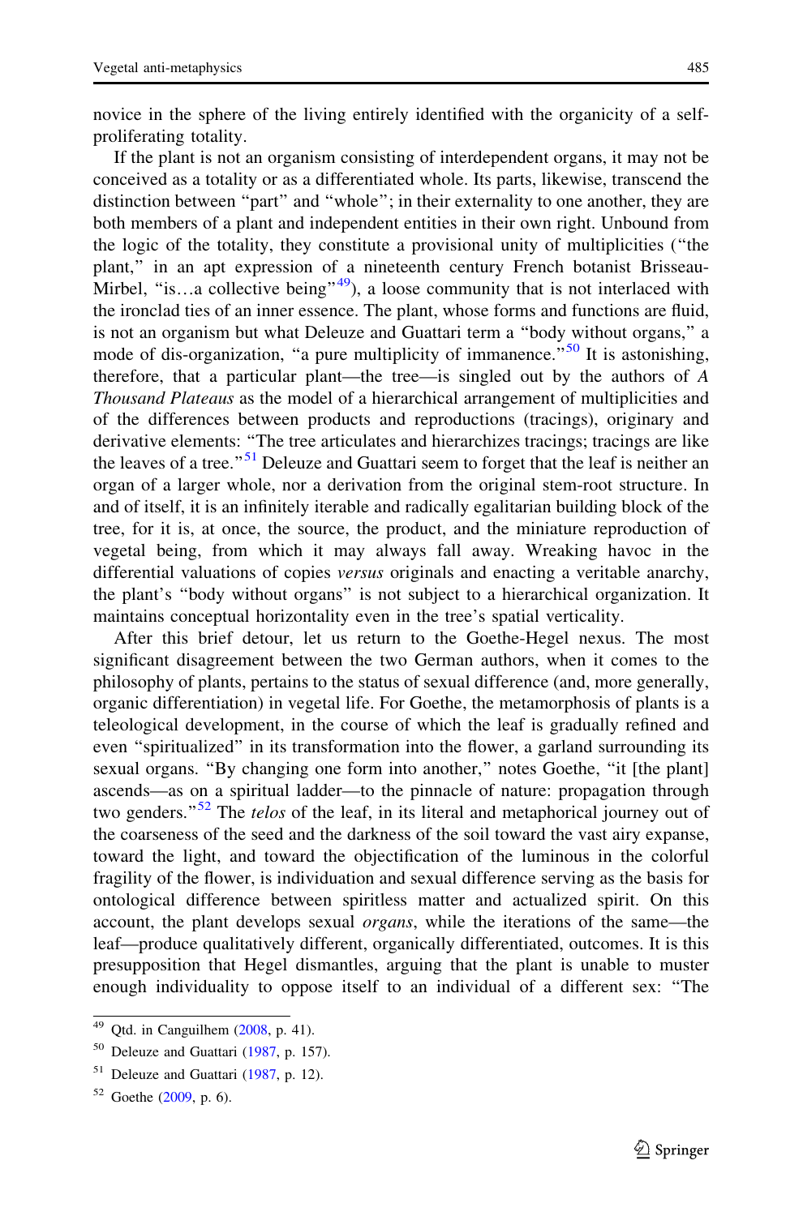novice in the sphere of the living entirely identified with the organicity of a self-proliferating totality.

If the plant is not an organism consisting of interdependent organs, it may not be conceived as a totality or as a differentiated whole. Its parts, likewise, transcend the distinction between "part" and "whole"; in their externality to one another, they are both members of a plant and independent entities in their own right. Unbound from the logic of the totality, they constitute a provisional unity of multiplicities ("the plant," in an apt expression of a nineteenth century French botanist Brisseau-Mirbel, "is…a collective being"[49]), a loose community that is not interlaced with the ironclad ties of an inner essence. The plant, whose forms and functions are fluid, is not an organism but what Deleuze and Guattari term a "body without organs," a mode of dis-organization, "a pure multiplicity of immanence."[50] It is astonishing, therefore, that a particular plant—the tree—is singled out by the authors of *A Thousand Plateaus* as the model of a hierarchical arrangement of multiplicities and of the differences between products and reproductions (tracings), originary and derivative elements: "The tree articulates and hierarchizes tracings; tracings are like the leaves of a tree."[51] Deleuze and Guattari seem to forget that the leaf is neither an organ of a larger whole, nor a derivation from the original stem-root structure. In and of itself, it is an infinitely iterable and radically egalitarian building block of the tree, for it is, at once, the source, the product, and the miniature reproduction of vegetal being, from which it may always fall away. Wreaking havoc in the differential valuations of copies *versus* originals and enacting a veritable anarchy, the plant's "body without organs" is not subject to a hierarchical organization. It maintains conceptual horizontality even in the tree's spatial verticality.

After this brief detour, let us return to the Goethe-Hegel nexus. The most significant disagreement between the two German authors, when it comes to the philosophy of plants, pertains to the status of sexual difference (and, more generally, organic differentiation) in vegetal life. For Goethe, the metamorphosis of plants is a teleological development, in the course of which the leaf is gradually refined and even "spiritualized" in its transformation into the flower, a garland surrounding its sexual organs. "By changing one form into another," notes Goethe, "it [the plant] ascends—as on a spiritual ladder—to the pinnacle of nature: propagation through two genders."[52] The *telos* of the leaf, in its literal and metaphorical journey out of the coarseness of the seed and the darkness of the soil toward the vast airy expanse, toward the light, and toward the objectification of the luminous in the colorful fragility of the flower, is individuation and sexual difference serving as the basis for ontological difference between spiritless matter and actualized spirit. On this account, the plant develops sexual *organs*, while the iterations of the same—the leaf—produce qualitatively different, organically differentiated, outcomes. It is this presupposition that Hegel dismantles, arguing that the plant is unable to muster enough individuality to oppose itself to an individual of a different sex: "The

[49] Qtd. in Canguilhem (2008, p. 41).

[50] Deleuze and Guattari (1987, p. 157).

[51] Deleuze and Guattari (1987, p. 12).

[52] Goethe (2009, p. 6).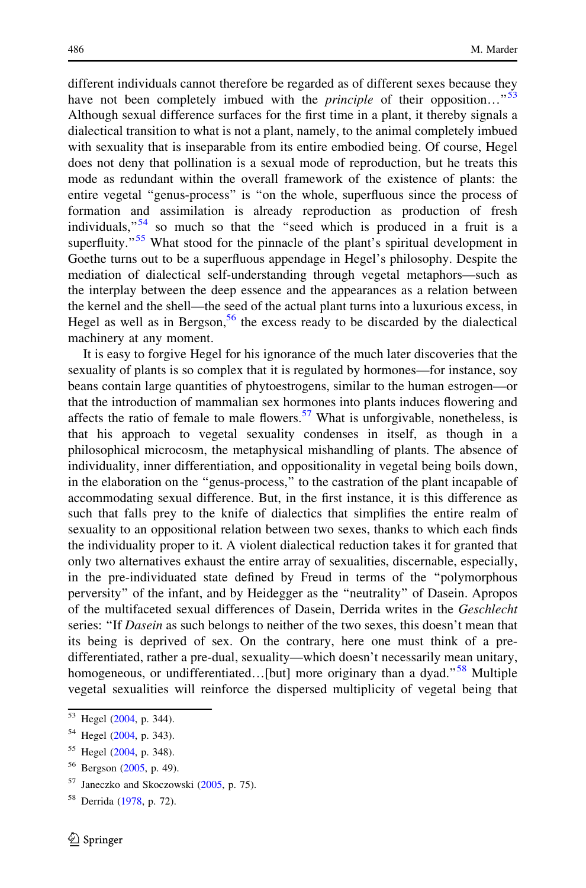different individuals cannot therefore be regarded as of different sexes because they have not been completely imbued with the *principle* of their opposition…"[53] Although sexual difference surfaces for the first time in a plant, it thereby signals a dialectical transition to what is not a plant, namely, to the animal completely imbued with sexuality that is inseparable from its entire embodied being. Of course, Hegel does not deny that pollination is a sexual mode of reproduction, but he treats this mode as redundant within the overall framework of the existence of plants: the entire vegetal "genus-process" is "on the whole, superfluous since the process of formation and assimilation is already reproduction as production of fresh individuals,"[54] so much so that the "seed which is produced in a fruit is a superfluity."[55] What stood for the pinnacle of the plant's spiritual development in Goethe turns out to be a superfluous appendage in Hegel's philosophy. Despite the mediation of dialectical self-understanding through vegetal metaphors—such as the interplay between the deep essence and the appearances as a relation between the kernel and the shell—the seed of the actual plant turns into a luxurious excess, in Hegel as well as in Bergson,[56] the excess ready to be discarded by the dialectical machinery at any moment.

It is easy to forgive Hegel for his ignorance of the much later discoveries that the sexuality of plants is so complex that it is regulated by hormones—for instance, soy beans contain large quantities of phytoestrogens, similar to the human estrogen—or that the introduction of mammalian sex hormones into plants induces flowering and affects the ratio of female to male flowers.[57] What is unforgivable, nonetheless, is that his approach to vegetal sexuality condenses in itself, as though in a philosophical microcosm, the metaphysical mishandling of plants. The absence of individuality, inner differentiation, and oppositionality in vegetal being boils down, in the elaboration on the "genus-process," to the castration of the plant incapable of accommodating sexual difference. But, in the first instance, it is this difference as such that falls prey to the knife of dialectics that simplifies the entire realm of sexuality to an oppositional relation between two sexes, thanks to which each finds the individuality proper to it. A violent dialectical reduction takes it for granted that only two alternatives exhaust the entire array of sexualities, discernable, especially, in the pre-individuated state defined by Freud in terms of the "polymorphous perversity" of the infant, and by Heidegger as the "neutrality" of Dasein. Apropos of the multifaceted sexual differences of Dasein, Derrida writes in the *Geschlecht* series: "If *Dasein* as such belongs to neither of the two sexes, this doesn't mean that its being is deprived of sex. On the contrary, here one must think of a pre-differentiated, rather a pre-dual, sexuality—which doesn't necessarily mean unitary, homogeneous, or undifferentiated…[but] more originary than a dyad."[58] Multiple vegetal sexualities will reinforce the dispersed multiplicity of vegetal being that

[53] Hegel (2004, p. 344).

[54] Hegel (2004, p. 343).

[55] Hegel (2004, p. 348).

[56] Bergson (2005, p. 49).

[57] Janeczko and Skoczowski (2005, p. 75).

[58] Derrida (1978, p. 72).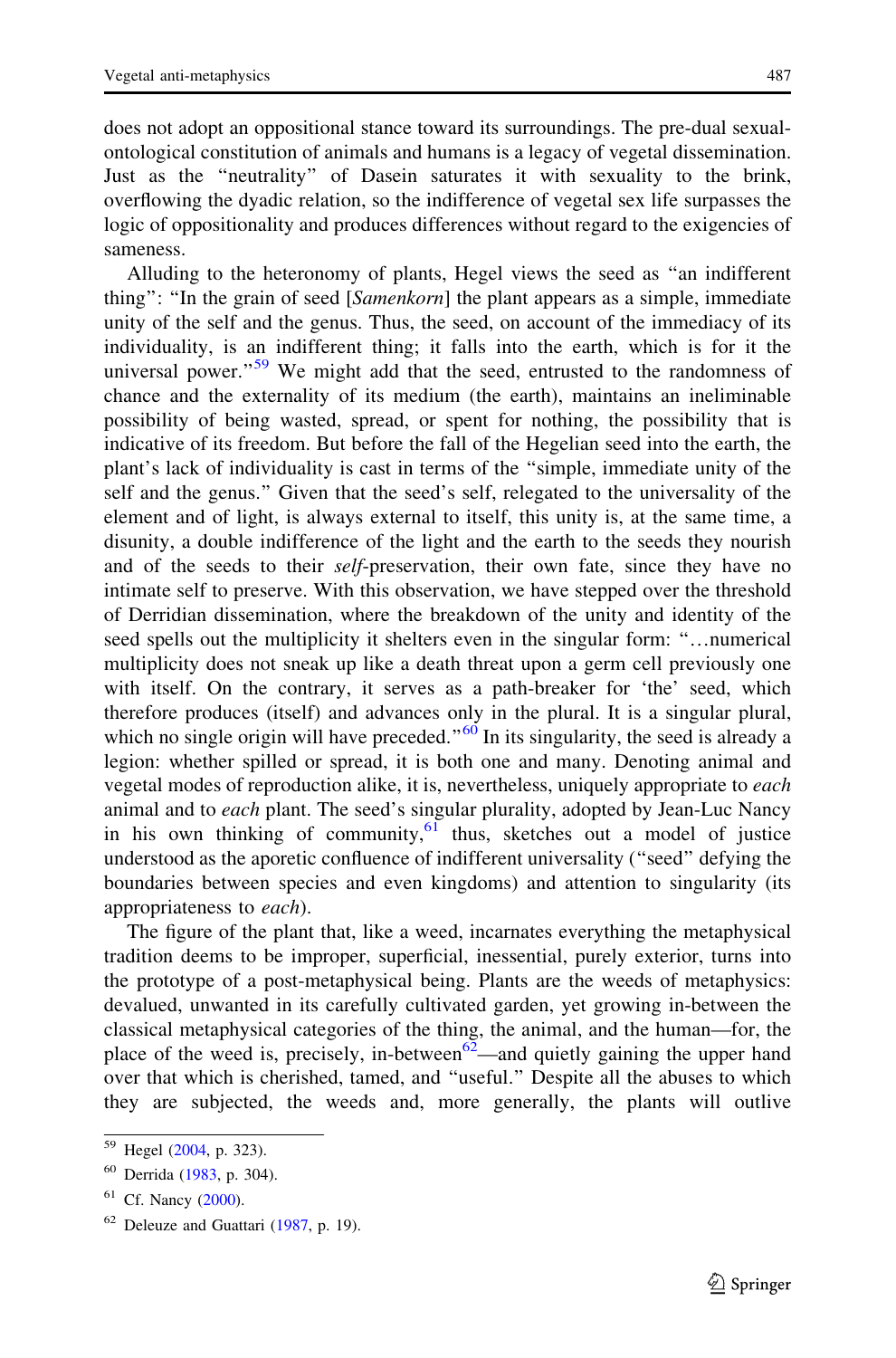does not adopt an oppositional stance toward its surroundings. The pre-dual sexual-ontological constitution of animals and humans is a legacy of vegetal dissemination. Just as the "neutrality" of Dasein saturates it with sexuality to the brink, overflowing the dyadic relation, so the indifference of vegetal sex life surpasses the logic of oppositionality and produces differences without regard to the exigencies of sameness.

Alluding to the heteronomy of plants, Hegel views the seed as "an indifferent thing": "In the grain of seed [*Samenkorn*] the plant appears as a simple, immediate unity of the self and the genus. Thus, the seed, on account of the immediacy of its individuality, is an indifferent thing; it falls into the earth, which is for it the universal power."[59] We might add that the seed, entrusted to the randomness of chance and the externality of its medium (the earth), maintains an ineliminable possibility of being wasted, spread, or spent for nothing, the possibility that is indicative of its freedom. But before the fall of the Hegelian seed into the earth, the plant's lack of individuality is cast in terms of the "simple, immediate unity of the self and the genus." Given that the seed's self, relegated to the universality of the element and of light, is always external to itself, this unity is, at the same time, a disunity, a double indifference of the light and the earth to the seeds they nourish and of the seeds to their *self*-preservation, their own fate, since they have no intimate self to preserve. With this observation, we have stepped over the threshold of Derridian dissemination, where the breakdown of the unity and identity of the seed spells out the multiplicity it shelters even in the singular form: "…numerical multiplicity does not sneak up like a death threat upon a germ cell previously one with itself. On the contrary, it serves as a path-breaker for 'the' seed, which therefore produces (itself) and advances only in the plural. It is a singular plural, which no single origin will have preceded."[60] In its singularity, the seed is already a legion: whether spilled or spread, it is both one and many. Denoting animal and vegetal modes of reproduction alike, it is, nevertheless, uniquely appropriate to *each* animal and to *each* plant. The seed's singular plurality, adopted by Jean-Luc Nancy in his own thinking of community,[61] thus, sketches out a model of justice understood as the aporetic confluence of indifferent universality ("seed" defying the boundaries between species and even kingdoms) and attention to singularity (its appropriateness to *each*).

The figure of the plant that, like a weed, incarnates everything the metaphysical tradition deems to be improper, superficial, inessential, purely exterior, turns into the prototype of a post-metaphysical being. Plants are the weeds of metaphysics: devalued, unwanted in its carefully cultivated garden, yet growing in-between the classical metaphysical categories of the thing, the animal, and the human—for, the place of the weed is, precisely, in-between[62]—and quietly gaining the upper hand over that which is cherished, tamed, and "useful." Despite all the abuses to which they are subjected, the weeds and, more generally, the plants will outlive

---

[59] Hegel (2004, p. 323).

[60] Derrida (1983, p. 304).

[61] Cf. Nancy (2000).

[62] Deleuze and Guattari (1987, p. 19).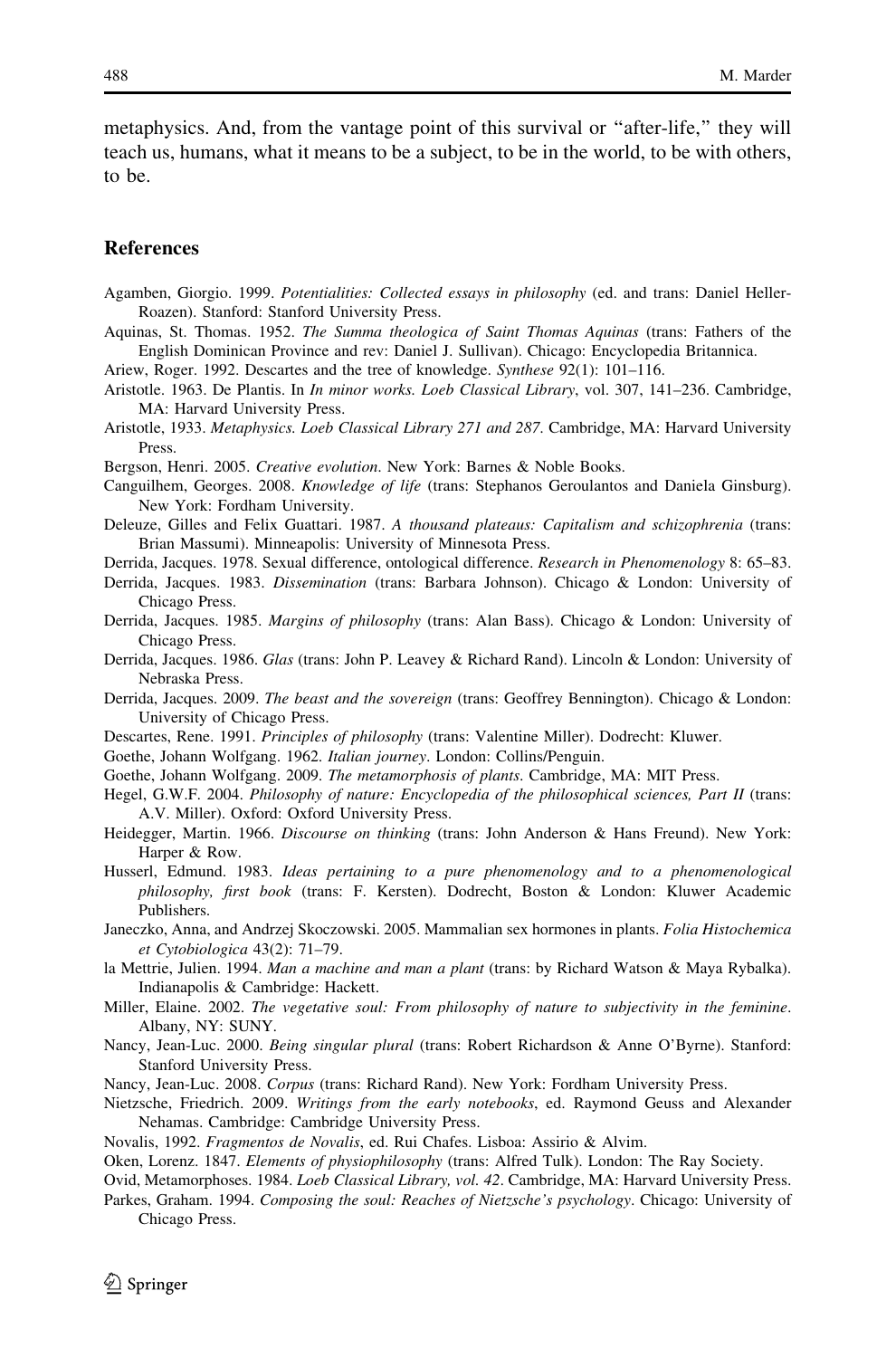metaphysics. And, from the vantage point of this survival or "after-life," they will teach us, humans, what it means to be a subject, to be in the world, to be with others, to be.

## References

Agamben, Giorgio. 1999. *Potentialities: Collected essays in philosophy* (ed. and trans: Daniel Heller-Roazen). Stanford: Stanford University Press.

Aquinas, St. Thomas. 1952. *The Summa theologica of Saint Thomas Aquinas* (trans: Fathers of the English Dominican Province and rev: Daniel J. Sullivan). Chicago: Encyclopedia Britannica.

Ariew, Roger. 1992. Descartes and the tree of knowledge. *Synthese* 92(1): 101–116.

Aristotle. 1963. De Plantis. In *In minor works. Loeb Classical Library*, vol. 307, 141–236. Cambridge, MA: Harvard University Press.

Aristotle, 1933. *Metaphysics. Loeb Classical Library 271 and 287*. Cambridge, MA: Harvard University Press.

Bergson, Henri. 2005. *Creative evolution*. New York: Barnes & Noble Books.

Canguilhem, Georges. 2008. *Knowledge of life* (trans: Stephanos Geroulantos and Daniela Ginsburg). New York: Fordham University.

Deleuze, Gilles and Felix Guattari. 1987. *A thousand plateaus: Capitalism and schizophrenia* (trans: Brian Massumi). Minneapolis: University of Minnesota Press.

Derrida, Jacques. 1978. Sexual difference, ontological difference. *Research in Phenomenology* 8: 65–83.

Derrida, Jacques. 1983. *Dissemination* (trans: Barbara Johnson). Chicago & London: University of Chicago Press.

Derrida, Jacques. 1985. *Margins of philosophy* (trans: Alan Bass). Chicago & London: University of Chicago Press.

Derrida, Jacques. 1986. *Glas* (trans: John P. Leavey & Richard Rand). Lincoln & London: University of Nebraska Press.

Derrida, Jacques. 2009. *The beast and the sovereign* (trans: Geoffrey Bennington). Chicago & London: University of Chicago Press.

Descartes, Rene. 1991. *Principles of philosophy* (trans: Valentine Miller). Dodrecht: Kluwer.

Goethe, Johann Wolfgang. 1962. *Italian journey*. London: Collins/Penguin.

Goethe, Johann Wolfgang. 2009. *The metamorphosis of plants*. Cambridge, MA: MIT Press.

Hegel, G.W.F. 2004. *Philosophy of nature: Encyclopedia of the philosophical sciences, Part II* (trans: A.V. Miller). Oxford: Oxford University Press.

Heidegger, Martin. 1966. *Discourse on thinking* (trans: John Anderson & Hans Freund). New York: Harper & Row.

Husserl, Edmund. 1983. *Ideas pertaining to a pure phenomenology and to a phenomenological philosophy, first book* (trans: F. Kersten). Dodrecht, Boston & London: Kluwer Academic Publishers.

Janeczko, Anna, and Andrzej Skoczowski. 2005. Mammalian sex hormones in plants. *Folia Histochemica et Cytobiologica* 43(2): 71–79.

la Mettrie, Julien. 1994. *Man a machine and man a plant* (trans: by Richard Watson & Maya Rybalka). Indianapolis & Cambridge: Hackett.

Miller, Elaine. 2002. *The vegetative soul: From philosophy of nature to subjectivity in the feminine*. Albany, NY: SUNY.

Nancy, Jean-Luc. 2000. *Being singular plural* (trans: Robert Richardson & Anne O'Byrne). Stanford: Stanford University Press.

Nancy, Jean-Luc. 2008. *Corpus* (trans: Richard Rand). New York: Fordham University Press.

Nietzsche, Friedrich. 2009. *Writings from the early notebooks*, ed. Raymond Geuss and Alexander Nehamas. Cambridge: Cambridge University Press.

Novalis, 1992. *Fragmentos de Novalis*, ed. Rui Chafes. Lisboa: Assirio & Alvim.

Oken, Lorenz. 1847. *Elements of physiophilosophy* (trans: Alfred Tulk). London: The Ray Society.

Ovid, Metamorphoses. 1984. *Loeb Classical Library, vol. 42*. Cambridge, MA: Harvard University Press.

Parkes, Graham. 1994. *Composing the soul: Reaches of Nietzsche's psychology*. Chicago: University of Chicago Press.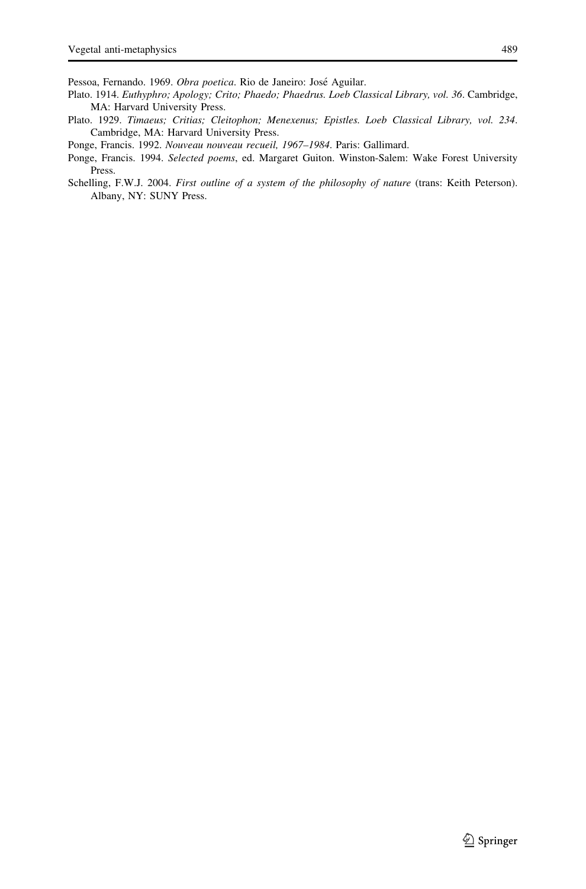Pessoa, Fernando. 1969. *Obra poetica*. Rio de Janeiro: José Aguilar.

Plato. 1914. *Euthyphro; Apology; Crito; Phaedo; Phaedrus. Loeb Classical Library, vol. 36*. Cambridge, MA: Harvard University Press.

Plato. 1929. *Timaeus; Critias; Cleitophon; Menexenus; Epistles. Loeb Classical Library, vol. 234*. Cambridge, MA: Harvard University Press.

Ponge, Francis. 1992. *Nouveau nouveau recueil, 1967–1984*. Paris: Gallimard.

Ponge, Francis. 1994. *Selected poems*, ed. Margaret Guiton. Winston-Salem: Wake Forest University Press.

Schelling, F.W.J. 2004. *First outline of a system of the philosophy of nature* (trans: Keith Peterson). Albany, NY: SUNY Press.